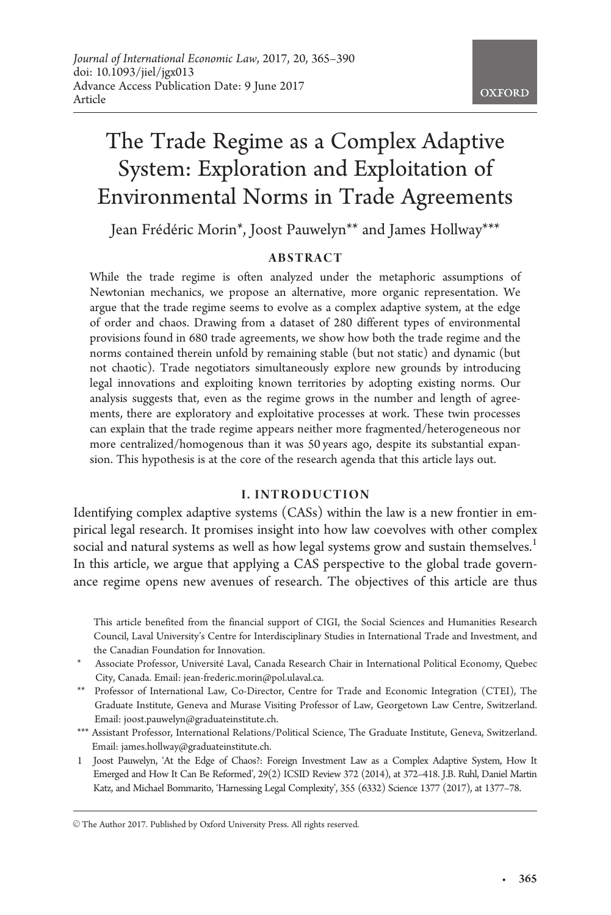# The Trade Regime as a Complex Adaptive System: Exploration and Exploitation of Environmental Norms in Trade Agreements

Jean Frédéric Morin*, Joost Pauwelyn** and James Hollway***

## ABSTRACT

While the trade regime is often analyzed under the metaphoric assumptions of Newtonian mechanics, we propose an alternative, more organic representation. We argue that the trade regime seems to evolve as a complex adaptive system, at the edge of order and chaos. Drawing from a dataset of 280 different types of environmental provisions found in 680 trade agreements, we show how both the trade regime and the norms contained therein unfold by remaining stable (but not static) and dynamic (but not chaotic). Trade negotiators simultaneously explore new grounds by introducing legal innovations and exploiting known territories by adopting existing norms. Our analysis suggests that, even as the regime grows in the number and length of agreements, there are exploratory and exploitative processes at work. These twin processes can explain that the trade regime appears neither more fragmented/heterogeneous nor more centralized/homogenous than it was 50 years ago, despite its substantial expansion. This hypothesis is at the core of the research agenda that this article lays out.

## I. INTRODUCTION

Identifying complex adaptive systems (CASs) within the law is a new frontier in empirical legal research. It promises insight into how law coevolves with other complex social and natural systems as well as how legal systems grow and sustain themselves.[1] In this article, we argue that applying a CAS perspective to the global trade governance regime opens new avenues of research. The objectives of this article are thus

This article benefited from the financial support of CIGI, the Social Sciences and Humanities Research Council, Laval University's Centre for Interdisciplinary Studies in International Trade and Investment, and the Canadian Foundation for Innovation.

\* Associate Professor, Université Laval, Canada Research Chair in International Political Economy, Quebec City, Canada. Email: jean-frederic.morin@pol.ulaval.ca.

\*\* Professor of International Law, Co-Director, Centre for Trade and Economic Integration (CTEI), The Graduate Institute, Geneva and Murase Visiting Professor of Law, Georgetown Law Centre, Switzerland. Email: joost.pauwelyn@graduateinstitute.ch.

\*\*\* Assistant Professor, International Relations/Political Science, The Graduate Institute, Geneva, Switzerland. Email: james.hollway@graduateinstitute.ch.

1 Joost Pauwelyn, 'At the Edge of Chaos?: Foreign Investment Law as a Complex Adaptive System, How It Emerged and How It Can Be Reformed', 29(2) ICSID Review 372 (2014), at 372–418. J.B. Ruhl, Daniel Martin Katz, and Michael Bommarito, 'Harnessing Legal Complexity', 355 (6332) Science 1377 (2017), at 1377–78.

© The Author 2017. Published by Oxford University Press. All rights reserved.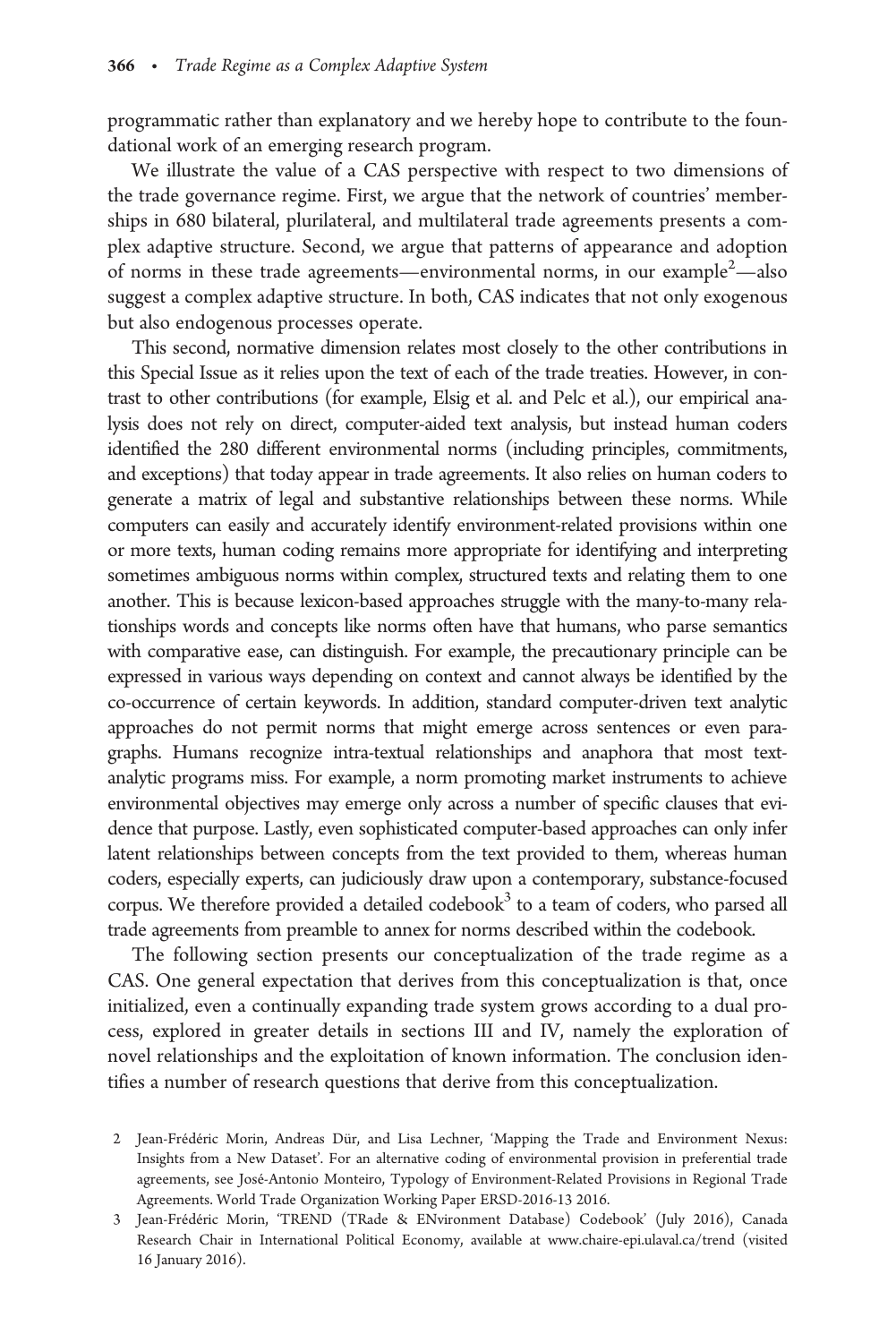programmatic rather than explanatory and we hereby hope to contribute to the foundational work of an emerging research program.

We illustrate the value of a CAS perspective with respect to two dimensions of the trade governance regime. First, we argue that the network of countries' memberships in 680 bilateral, plurilateral, and multilateral trade agreements presents a complex adaptive structure. Second, we argue that patterns of appearance and adoption of norms in these trade agreements—environmental norms, in our example[2]—also suggest a complex adaptive structure. In both, CAS indicates that not only exogenous but also endogenous processes operate.

This second, normative dimension relates most closely to the other contributions in this Special Issue as it relies upon the text of each of the trade treaties. However, in contrast to other contributions (for example, Elsig et al. and Pelc et al.), our empirical analysis does not rely on direct, computer-aided text analysis, but instead human coders identified the 280 different environmental norms (including principles, commitments, and exceptions) that today appear in trade agreements. It also relies on human coders to generate a matrix of legal and substantive relationships between these norms. While computers can easily and accurately identify environment-related provisions within one or more texts, human coding remains more appropriate for identifying and interpreting sometimes ambiguous norms within complex, structured texts and relating them to one another. This is because lexicon-based approaches struggle with the many-to-many relationships words and concepts like norms often have that humans, who parse semantics with comparative ease, can distinguish. For example, the precautionary principle can be expressed in various ways depending on context and cannot always be identified by the co-occurrence of certain keywords. In addition, standard computer-driven text analytic approaches do not permit norms that might emerge across sentences or even paragraphs. Humans recognize intra-textual relationships and anaphora that most text-analytic programs miss. For example, a norm promoting market instruments to achieve environmental objectives may emerge only across a number of specific clauses that evidence that purpose. Lastly, even sophisticated computer-based approaches can only infer latent relationships between concepts from the text provided to them, whereas human coders, especially experts, can judiciously draw upon a contemporary, substance-focused corpus. We therefore provided a detailed codebook[3] to a team of coders, who parsed all trade agreements from preamble to annex for norms described within the codebook.

The following section presents our conceptualization of the trade regime as a CAS. One general expectation that derives from this conceptualization is that, once initialized, even a continually expanding trade system grows according to a dual process, explored in greater details in sections III and IV, namely the exploration of novel relationships and the exploitation of known information. The conclusion identifies a number of research questions that derive from this conceptualization.

2 Jean-Frédéric Morin, Andreas Dür, and Lisa Lechner, 'Mapping the Trade and Environment Nexus: Insights from a New Dataset'. For an alternative coding of environmental provision in preferential trade agreements, see José-Antonio Monteiro, Typology of Environment-Related Provisions in Regional Trade Agreements. World Trade Organization Working Paper ERSD-2016-13 2016.

3 Jean-Frédéric Morin, 'TREND (TRade & ENvironment Database) Codebook' (July 2016), Canada Research Chair in International Political Economy, available at www.chaire-epi.ulaval.ca/trend (visited 16 January 2016).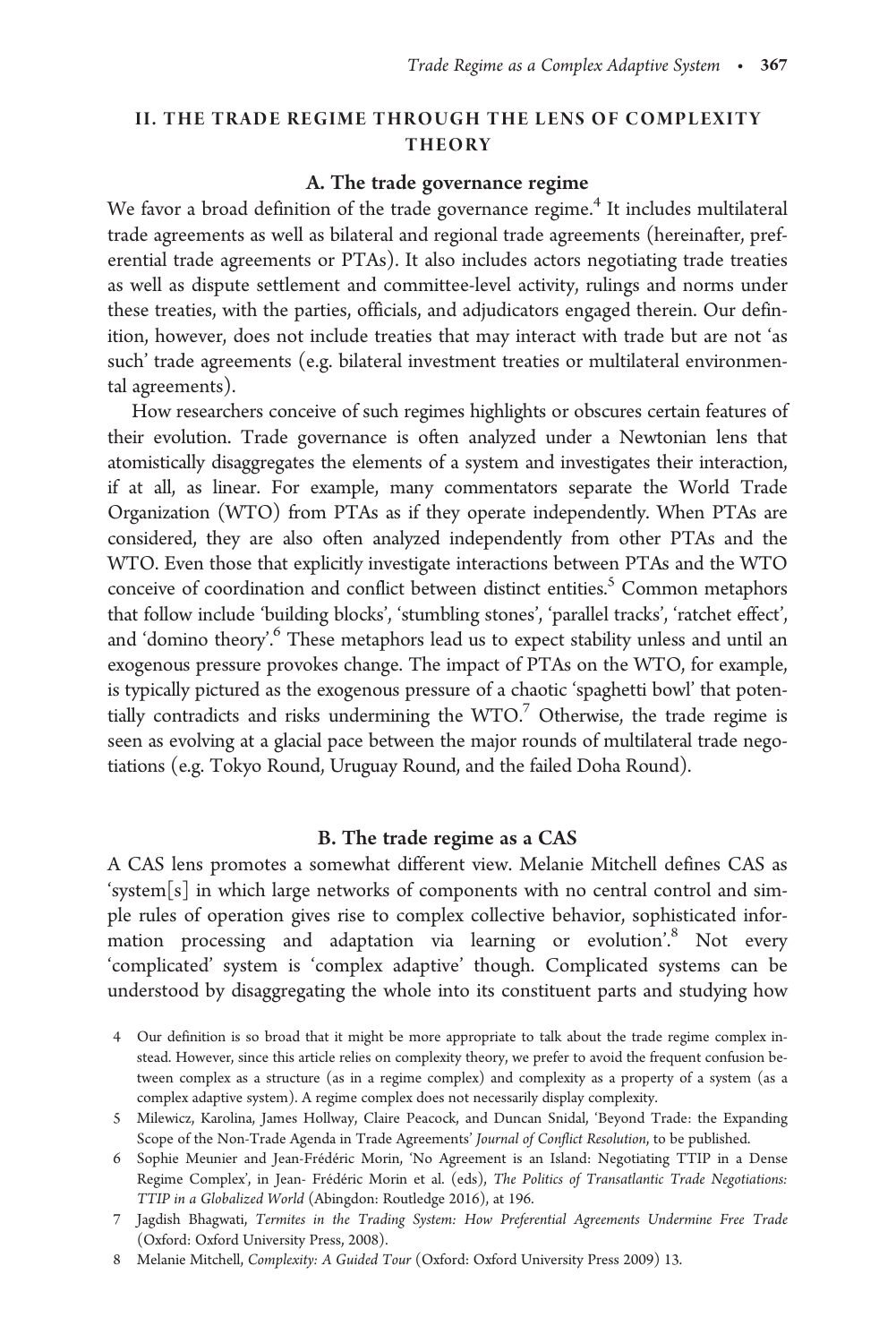## II. THE TRADE REGIME THROUGH THE LENS OF COMPLEXITY THEORY

### A. The trade governance regime

We favor a broad definition of the trade governance regime.[4] It includes multilateral trade agreements as well as bilateral and regional trade agreements (hereinafter, preferential trade agreements or PTAs). It also includes actors negotiating trade treaties as well as dispute settlement and committee-level activity, rulings and norms under these treaties, with the parties, officials, and adjudicators engaged therein. Our definition, however, does not include treaties that may interact with trade but are not 'as such' trade agreements (e.g. bilateral investment treaties or multilateral environmental agreements).

How researchers conceive of such regimes highlights or obscures certain features of their evolution. Trade governance is often analyzed under a Newtonian lens that atomistically disaggregates the elements of a system and investigates their interaction, if at all, as linear. For example, many commentators separate the World Trade Organization (WTO) from PTAs as if they operate independently. When PTAs are considered, they are also often analyzed independently from other PTAs and the WTO. Even those that explicitly investigate interactions between PTAs and the WTO conceive of coordination and conflict between distinct entities.[5] Common metaphors that follow include 'building blocks', 'stumbling stones', 'parallel tracks', 'ratchet effect', and 'domino theory'.[6] These metaphors lead us to expect stability unless and until an exogenous pressure provokes change. The impact of PTAs on the WTO, for example, is typically pictured as the exogenous pressure of a chaotic 'spaghetti bowl' that potentially contradicts and risks undermining the WTO.[7] Otherwise, the trade regime is seen as evolving at a glacial pace between the major rounds of multilateral trade negotiations (e.g. Tokyo Round, Uruguay Round, and the failed Doha Round).

### B. The trade regime as a CAS

A CAS lens promotes a somewhat different view. Melanie Mitchell defines CAS as 'system[s] in which large networks of components with no central control and simple rules of operation gives rise to complex collective behavior, sophisticated information processing and adaptation via learning or evolution'.[8] Not every 'complicated' system is 'complex adaptive' though. Complicated systems can be understood by disaggregating the whole into its constituent parts and studying how

4 Our definition is so broad that it might be more appropriate to talk about the trade regime complex instead. However, since this article relies on complexity theory, we prefer to avoid the frequent confusion between complex as a structure (as in a regime complex) and complexity as a property of a system (as a complex adaptive system). A regime complex does not necessarily display complexity.

5 Milewicz, Karolina, James Hollway, Claire Peacock, and Duncan Snidal, 'Beyond Trade: the Expanding Scope of the Non-Trade Agenda in Trade Agreements' *Journal of Conflict Resolution*, to be published.

6 Sophie Meunier and Jean-Frédéric Morin, 'No Agreement is an Island: Negotiating TTIP in a Dense Regime Complex', in Jean- Frédéric Morin et al. (eds), *The Politics of Transatlantic Trade Negotiations: TTIP in a Globalized World* (Abingdon: Routledge 2016), at 196.

7 Jagdish Bhagwati, *Termites in the Trading System: How Preferential Agreements Undermine Free Trade* (Oxford: Oxford University Press, 2008).

8 Melanie Mitchell, *Complexity: A Guided Tour* (Oxford: Oxford University Press 2009) 13.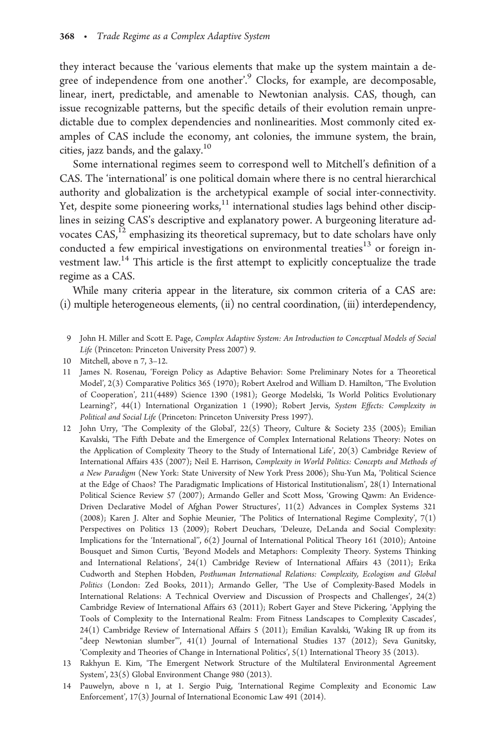they interact because the 'various elements that make up the system maintain a degree of independence from one another'.[9] Clocks, for example, are decomposable, linear, inert, predictable, and amenable to Newtonian analysis. CAS, though, can issue recognizable patterns, but the specific details of their evolution remain unpredictable due to complex dependencies and nonlinearities. Most commonly cited examples of CAS include the economy, ant colonies, the immune system, the brain, cities, jazz bands, and the galaxy.[10]

Some international regimes seem to correspond well to Mitchell's definition of a CAS. The 'international' is one political domain where there is no central hierarchical authority and globalization is the archetypical example of social inter-connectivity. Yet, despite some pioneering works,[11] international studies lags behind other disciplines in seizing CAS's descriptive and explanatory power. A burgeoning literature advocates CAS,[12] emphasizing its theoretical supremacy, but to date scholars have only conducted a few empirical investigations on environmental treaties[13] or foreign investment law.[14] This article is the first attempt to explicitly conceptualize the trade regime as a CAS.

While many criteria appear in the literature, six common criteria of a CAS are: (i) multiple heterogeneous elements, (ii) no central coordination, (iii) interdependency,

9 John H. Miller and Scott E. Page, *Complex Adaptive System: An Introduction to Conceptual Models of Social Life* (Princeton: Princeton University Press 2007) 9.

10 Mitchell, above n 7, 3–12.

11 James N. Rosenau, 'Foreign Policy as Adaptive Behavior: Some Preliminary Notes for a Theoretical Model', 2(3) Comparative Politics 365 (1970); Robert Axelrod and William D. Hamilton, 'The Evolution of Cooperation', 211(4489) Science 1390 (1981); George Modelski, 'Is World Politics Evolutionary Learning?', 44(1) International Organization 1 (1990); Robert Jervis, *System Effects: Complexity in Political and Social Life* (Princeton: Princeton University Press 1997).

12 John Urry, 'The Complexity of the Global', 22(5) Theory, Culture & Society 235 (2005); Emilian Kavalski, 'The Fifth Debate and the Emergence of Complex International Relations Theory: Notes on the Application of Complexity Theory to the Study of International Life', 20(3) Cambridge Review of International Affairs 435 (2007); Neil E. Harrison, *Complexity in World Politics: Concepts and Methods of a New Paradigm* (New York: State University of New York Press 2006); Shu-Yun Ma, 'Political Science at the Edge of Chaos? The Paradigmatic Implications of Historical Institutionalism', 28(1) International Political Science Review 57 (2007); Armando Geller and Scott Moss, 'Growing Qawm: An Evidence-Driven Declarative Model of Afghan Power Structures', 11(2) Advances in Complex Systems 321 (2008); Karen J. Alter and Sophie Meunier, 'The Politics of International Regime Complexity', 7(1) Perspectives on Politics 13 (2009); Robert Deuchars, 'Deleuze, DeLanda and Social Complexity: Implications for the 'International'', 6(2) Journal of International Political Theory 161 (2010); Antoine Bousquet and Simon Curtis, 'Beyond Models and Metaphors: Complexity Theory. Systems Thinking and International Relations', 24(1) Cambridge Review of International Affairs 43 (2011); Erika Cudworth and Stephen Hobden, *Posthuman International Relations: Complexity, Ecologism and Global Politics* (London: Zed Books, 2011); Armando Geller, 'The Use of Complexity-Based Models in International Relations: A Technical Overview and Discussion of Prospects and Challenges', 24(2) Cambridge Review of International Affairs 63 (2011); Robert Gayer and Steve Pickering, 'Applying the Tools of Complexity to the International Realm: From Fitness Landscapes to Complexity Cascades', 24(1) Cambridge Review of International Affairs 5 (2011); Emilian Kavalski, 'Waking IR up from its "deep Newtonian slumber"', 41(1) Journal of International Studies 137 (2012); Seva Gunitsky, 'Complexity and Theories of Change in International Politics', 5(1) International Theory 35 (2013).

13 Rakhyun E. Kim, 'The Emergent Network Structure of the Multilateral Environmental Agreement System', 23(5) Global Environment Change 980 (2013).

14 Pauwelyn, above n 1, at 1. Sergio Puig, 'International Regime Complexity and Economic Law Enforcement', 17(3) Journal of International Economic Law 491 (2014).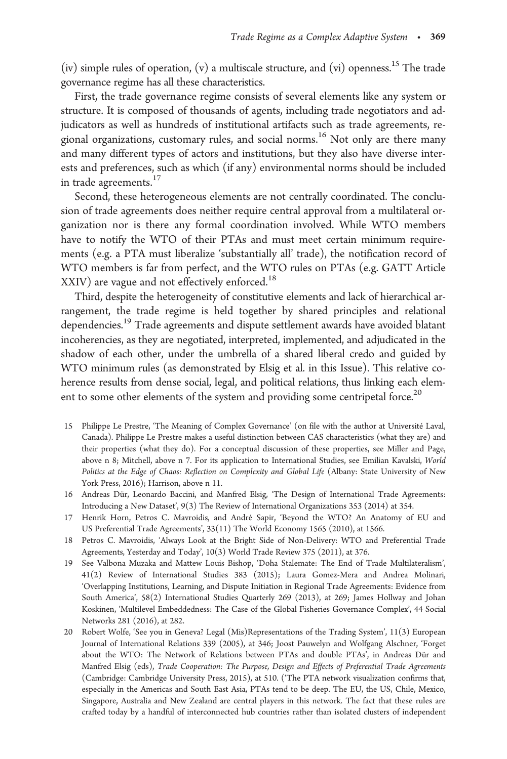(iv) simple rules of operation, (v) a multiscale structure, and (vi) openness.[15] The trade governance regime has all these characteristics.

First, the trade governance regime consists of several elements like any system or structure. It is composed of thousands of agents, including trade negotiators and adjudicators as well as hundreds of institutional artifacts such as trade agreements, regional organizations, customary rules, and social norms.[16] Not only are there many and many different types of actors and institutions, but they also have diverse interests and preferences, such as which (if any) environmental norms should be included in trade agreements.[17]

Second, these heterogeneous elements are not centrally coordinated. The conclusion of trade agreements does neither require central approval from a multilateral organization nor is there any formal coordination involved. While WTO members have to notify the WTO of their PTAs and must meet certain minimum requirements (e.g. a PTA must liberalize 'substantially all' trade), the notification record of WTO members is far from perfect, and the WTO rules on PTAs (e.g. GATT Article XXIV) are vague and not effectively enforced.[18]

Third, despite the heterogeneity of constitutive elements and lack of hierarchical arrangement, the trade regime is held together by shared principles and relational dependencies.[19] Trade agreements and dispute settlement awards have avoided blatant incoherencies, as they are negotiated, interpreted, implemented, and adjudicated in the shadow of each other, under the umbrella of a shared liberal credo and guided by WTO minimum rules (as demonstrated by Elsig et al. in this Issue). This relative coherence results from dense social, legal, and political relations, thus linking each element to some other elements of the system and providing some centripetal force.[20]

15 Philippe Le Prestre, 'The Meaning of Complex Governance' (on file with the author at Université Laval, Canada). Philippe Le Prestre makes a useful distinction between CAS characteristics (what they are) and their properties (what they do). For a conceptual discussion of these properties, see Miller and Page, above n 8; Mitchell, above n 7. For its application to International Studies, see Emilian Kavalski, *World Politics at the Edge of Chaos: Reflection on Complexity and Global Life* (Albany: State University of New York Press, 2016); Harrison, above n 11.

16 Andreas Dür, Leonardo Baccini, and Manfred Elsig, 'The Design of International Trade Agreements: Introducing a New Dataset', 9(3) The Review of International Organizations 353 (2014) at 354.

17 Henrik Horn, Petros C. Mavroidis, and André Sapir, 'Beyond the WTO? An Anatomy of EU and US Preferential Trade Agreements', 33(11) The World Economy 1565 (2010), at 1566.

18 Petros C. Mavroidis, 'Always Look at the Bright Side of Non-Delivery: WTO and Preferential Trade Agreements, Yesterday and Today', 10(3) World Trade Review 375 (2011), at 376.

19 See Valbona Muzaka and Mattew Louis Bishop, 'Doha Stalemate: The End of Trade Multilateralism', 41(2) Review of International Studies 383 (2015); Laura Gomez-Mera and Andrea Molinari, 'Overlapping Institutions, Learning, and Dispute Initiation in Regional Trade Agreements: Evidence from South America', 58(2) International Studies Quarterly 269 (2013), at 269; James Hollway and Johan Koskinen, 'Multilevel Embeddedness: The Case of the Global Fisheries Governance Complex', 44 Social Networks 281 (2016), at 282.

20 Robert Wolfe, 'See you in Geneva? Legal (Mis)Representations of the Trading System', 11(3) European Journal of International Relations 339 (2005), at 346; Joost Pauwelyn and Wolfgang Alschner, 'Forget about the WTO: The Network of Relations between PTAs and double PTAs', in Andreas Dür and Manfred Elsig (eds), *Trade Cooperation: The Purpose, Design and Effects of Preferential Trade Agreements* (Cambridge: Cambridge University Press, 2015), at 510. ('The PTA network visualization confirms that, especially in the Americas and South East Asia, PTAs tend to be deep. The EU, the US, Chile, Mexico, Singapore, Australia and New Zealand are central players in this network. The fact that these rules are crafted today by a handful of interconnected hub countries rather than isolated clusters of independent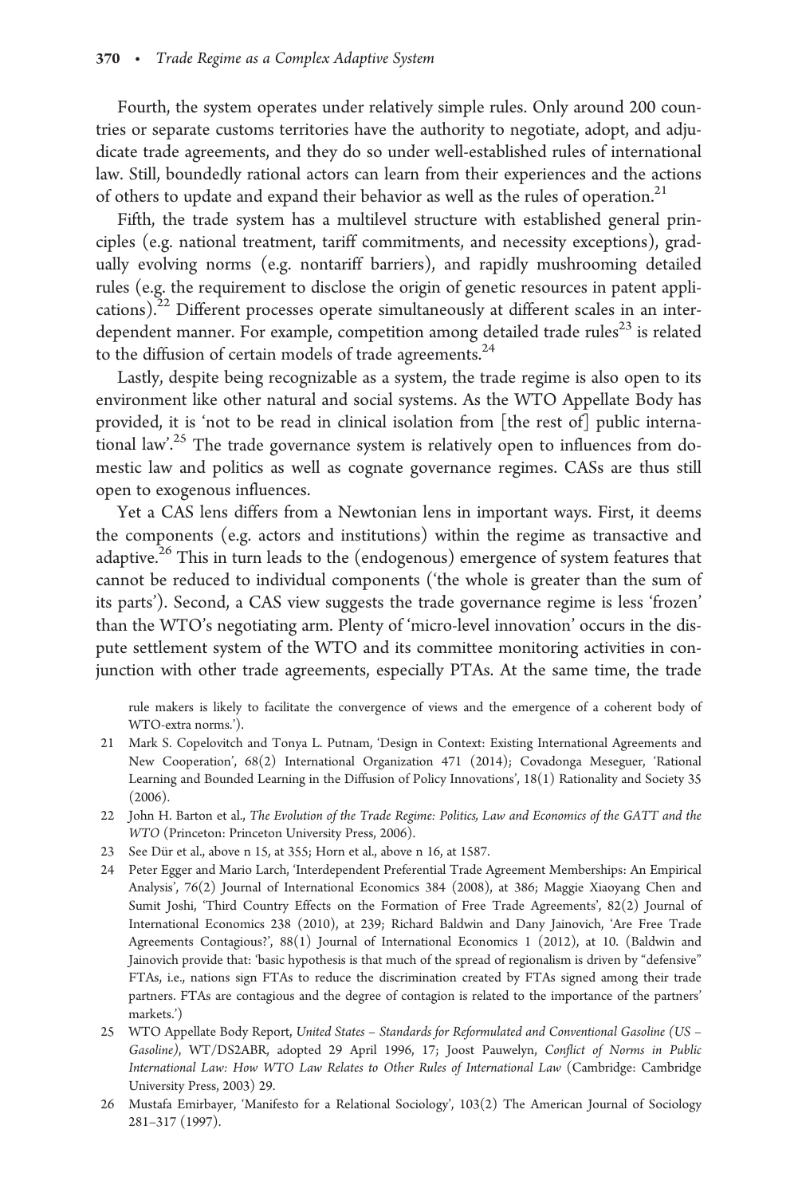Fourth, the system operates under relatively simple rules. Only around 200 countries or separate customs territories have the authority to negotiate, adopt, and adjudicate trade agreements, and they do so under well-established rules of international law. Still, boundedly rational actors can learn from their experiences and the actions of others to update and expand their behavior as well as the rules of operation.[21]

Fifth, the trade system has a multilevel structure with established general principles (e.g. national treatment, tariff commitments, and necessity exceptions), gradually evolving norms (e.g. nontariff barriers), and rapidly mushrooming detailed rules (e.g. the requirement to disclose the origin of genetic resources in patent applications).[22] Different processes operate simultaneously at different scales in an interdependent manner. For example, competition among detailed trade rules[23] is related to the diffusion of certain models of trade agreements.[24]

Lastly, despite being recognizable as a system, the trade regime is also open to its environment like other natural and social systems. As the WTO Appellate Body has provided, it is 'not to be read in clinical isolation from [the rest of] public international law'.[25] The trade governance system is relatively open to influences from domestic law and politics as well as cognate governance regimes. CASs are thus still open to exogenous influences.

Yet a CAS lens differs from a Newtonian lens in important ways. First, it deems the components (e.g. actors and institutions) within the regime as transactive and adaptive.[26] This in turn leads to the (endogenous) emergence of system features that cannot be reduced to individual components ('the whole is greater than the sum of its parts'). Second, a CAS view suggests the trade governance regime is less 'frozen' than the WTO's negotiating arm. Plenty of 'micro-level innovation' occurs in the dispute settlement system of the WTO and its committee monitoring activities in conjunction with other trade agreements, especially PTAs. At the same time, the trade

rule makers is likely to facilitate the convergence of views and the emergence of a coherent body of WTO-extra norms.').

21 Mark S. Copelovitch and Tonya L. Putnam, 'Design in Context: Existing International Agreements and New Cooperation', 68(2) International Organization 471 (2014); Covadonga Meseguer, 'Rational Learning and Bounded Learning in the Diffusion of Policy Innovations', 18(1) Rationality and Society 35 (2006).

22 John H. Barton et al., *The Evolution of the Trade Regime: Politics, Law and Economics of the GATT and the WTO* (Princeton: Princeton University Press, 2006).

23 See Dür et al., above n 15, at 355; Horn et al., above n 16, at 1587.

24 Peter Egger and Mario Larch, 'Interdependent Preferential Trade Agreement Memberships: An Empirical Analysis', 76(2) Journal of International Economics 384 (2008), at 386; Maggie Xiaoyang Chen and Sumit Joshi, 'Third Country Effects on the Formation of Free Trade Agreements', 82(2) Journal of International Economics 238 (2010), at 239; Richard Baldwin and Dany Jainovich, 'Are Free Trade Agreements Contagious?', 88(1) Journal of International Economics 1 (2012), at 10. (Baldwin and Jainovich provide that: 'basic hypothesis is that much of the spread of regionalism is driven by "defensive" FTAs, i.e., nations sign FTAs to reduce the discrimination created by FTAs signed among their trade partners. FTAs are contagious and the degree of contagion is related to the importance of the partners' markets.')

25 WTO Appellate Body Report, *United States – Standards for Reformulated and Conventional Gasoline (US – Gasoline)*, WT/DS2ABR, adopted 29 April 1996, 17; Joost Pauwelyn, *Conflict of Norms in Public International Law: How WTO Law Relates to Other Rules of International Law* (Cambridge: Cambridge University Press, 2003) 29.

26 Mustafa Emirbayer, 'Manifesto for a Relational Sociology', 103(2) The American Journal of Sociology 281–317 (1997).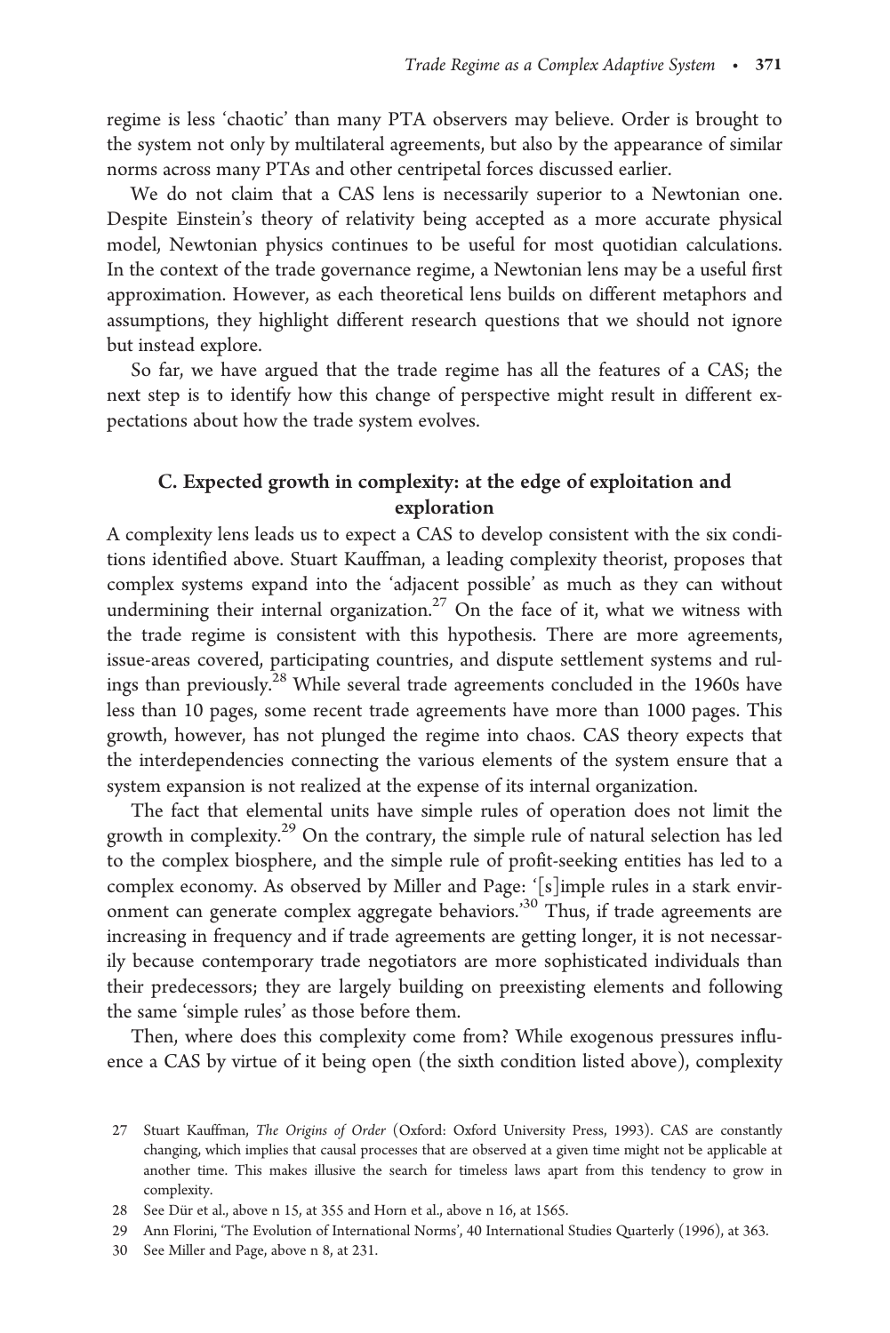regime is less 'chaotic' than many PTA observers may believe. Order is brought to the system not only by multilateral agreements, but also by the appearance of similar norms across many PTAs and other centripetal forces discussed earlier.

We do not claim that a CAS lens is necessarily superior to a Newtonian one. Despite Einstein's theory of relativity being accepted as a more accurate physical model, Newtonian physics continues to be useful for most quotidian calculations. In the context of the trade governance regime, a Newtonian lens may be a useful first approximation. However, as each theoretical lens builds on different metaphors and assumptions, they highlight different research questions that we should not ignore but instead explore.

So far, we have argued that the trade regime has all the features of a CAS; the next step is to identify how this change of perspective might result in different expectations about how the trade system evolves.

### C. Expected growth in complexity: at the edge of exploitation and exploration

A complexity lens leads us to expect a CAS to develop consistent with the six conditions identified above. Stuart Kauffman, a leading complexity theorist, proposes that complex systems expand into the 'adjacent possible' as much as they can without undermining their internal organization.[27] On the face of it, what we witness with the trade regime is consistent with this hypothesis. There are more agreements, issue-areas covered, participating countries, and dispute settlement systems and rulings than previously.[28] While several trade agreements concluded in the 1960s have less than 10 pages, some recent trade agreements have more than 1000 pages. This growth, however, has not plunged the regime into chaos. CAS theory expects that the interdependencies connecting the various elements of the system ensure that a system expansion is not realized at the expense of its internal organization.

The fact that elemental units have simple rules of operation does not limit the growth in complexity.[29] On the contrary, the simple rule of natural selection has led to the complex biosphere, and the simple rule of profit-seeking entities has led to a complex economy. As observed by Miller and Page: '[s]imple rules in a stark environment can generate complex aggregate behaviors.'[30] Thus, if trade agreements are increasing in frequency and if trade agreements are getting longer, it is not necessarily because contemporary trade negotiators are more sophisticated individuals than their predecessors; they are largely building on preexisting elements and following the same 'simple rules' as those before them.

Then, where does this complexity come from? While exogenous pressures influence a CAS by virtue of it being open (the sixth condition listed above), complexity

---

27 Stuart Kauffman, *The Origins of Order* (Oxford: Oxford University Press, 1993). CAS are constantly changing, which implies that causal processes that are observed at a given time might not be applicable at another time. This makes illusive the search for timeless laws apart from this tendency to grow in complexity.

28 See Dür et al., above n 15, at 355 and Horn et al., above n 16, at 1565.

29 Ann Florini, 'The Evolution of International Norms', 40 International Studies Quarterly (1996), at 363.

30 See Miller and Page, above n 8, at 231.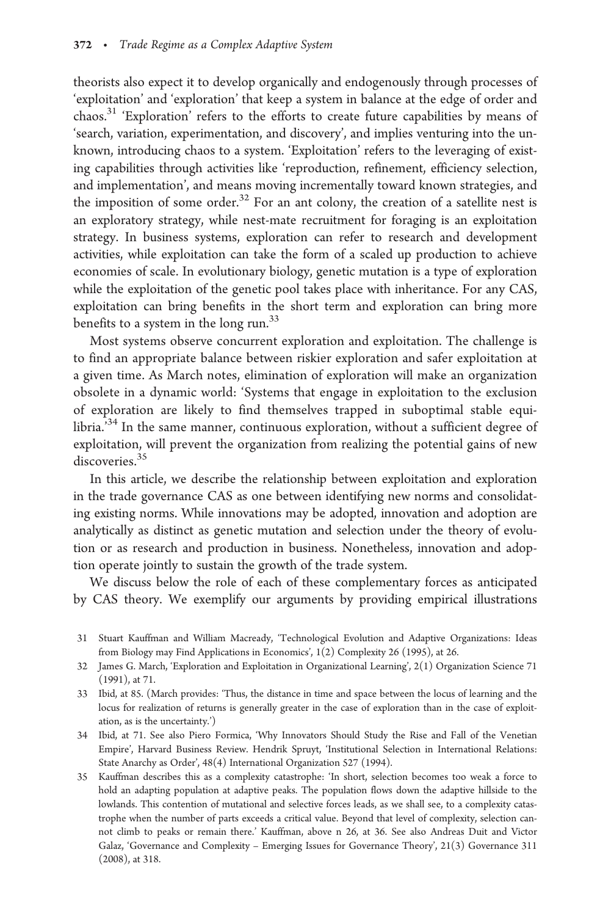theorists also expect it to develop organically and endogenously through processes of 'exploitation' and 'exploration' that keep a system in balance at the edge of order and chaos.[31] 'Exploration' refers to the efforts to create future capabilities by means of 'search, variation, experimentation, and discovery', and implies venturing into the unknown, introducing chaos to a system. 'Exploitation' refers to the leveraging of existing capabilities through activities like 'reproduction, refinement, efficiency selection, and implementation', and means moving incrementally toward known strategies, and the imposition of some order.[32] For an ant colony, the creation of a satellite nest is an exploratory strategy, while nest-mate recruitment for foraging is an exploitation strategy. In business systems, exploration can refer to research and development activities, while exploitation can take the form of a scaled up production to achieve economies of scale. In evolutionary biology, genetic mutation is a type of exploration while the exploitation of the genetic pool takes place with inheritance. For any CAS, exploitation can bring benefits in the short term and exploration can bring more benefits to a system in the long run.[33]

Most systems observe concurrent exploration and exploitation. The challenge is to find an appropriate balance between riskier exploration and safer exploitation at a given time. As March notes, elimination of exploration will make an organization obsolete in a dynamic world: 'Systems that engage in exploitation to the exclusion of exploration are likely to find themselves trapped in suboptimal stable equilibria.'[34] In the same manner, continuous exploration, without a sufficient degree of exploitation, will prevent the organization from realizing the potential gains of new discoveries.[35]

In this article, we describe the relationship between exploitation and exploration in the trade governance CAS as one between identifying new norms and consolidating existing norms. While innovations may be adopted, innovation and adoption are analytically as distinct as genetic mutation and selection under the theory of evolution or as research and production in business. Nonetheless, innovation and adoption operate jointly to sustain the growth of the trade system.

We discuss below the role of each of these complementary forces as anticipated by CAS theory. We exemplify our arguments by providing empirical illustrations

31 Stuart Kauffman and William Macready, 'Technological Evolution and Adaptive Organizations: Ideas from Biology may Find Applications in Economics', 1(2) Complexity 26 (1995), at 26.

32 James G. March, 'Exploration and Exploitation in Organizational Learning', 2(1) Organization Science 71 (1991), at 71.

33 Ibid, at 85. (March provides: 'Thus, the distance in time and space between the locus of learning and the locus for realization of returns is generally greater in the case of exploration than in the case of exploitation, as is the uncertainty.')

34 Ibid, at 71. See also Piero Formica, 'Why Innovators Should Study the Rise and Fall of the Venetian Empire', Harvard Business Review. Hendrik Spruyt, 'Institutional Selection in International Relations: State Anarchy as Order', 48(4) International Organization 527 (1994).

35 Kauffman describes this as a complexity catastrophe: 'In short, selection becomes too weak a force to hold an adapting population at adaptive peaks. The population flows down the adaptive hillside to the lowlands. This contention of mutational and selective forces leads, as we shall see, to a complexity catastrophe when the number of parts exceeds a critical value. Beyond that level of complexity, selection cannot climb to peaks or remain there.' Kauffman, above n 26, at 36. See also Andreas Duit and Victor Galaz, 'Governance and Complexity – Emerging Issues for Governance Theory', 21(3) Governance 311 (2008), at 318.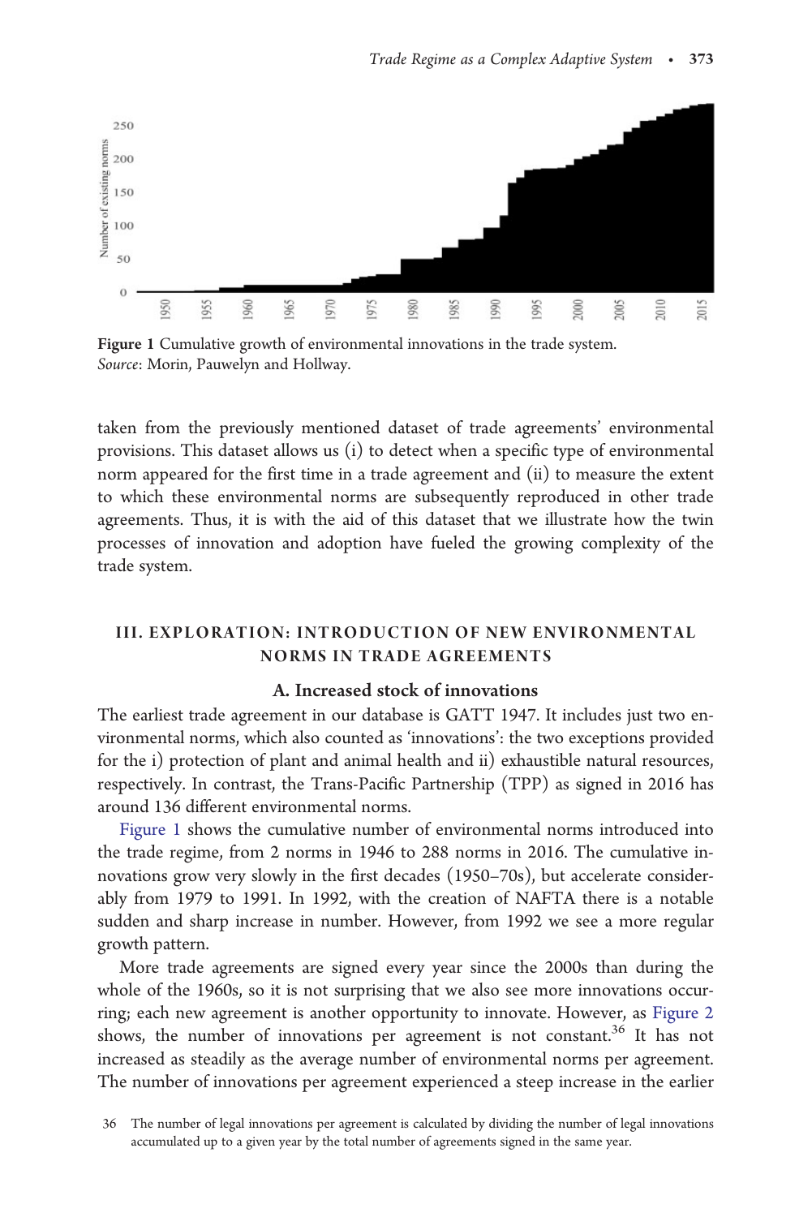Figure 1 Cumulative growth of environmental innovations in the trade system.
*Source*: Morin, Pauwelyn and Hollway.

taken from the previously mentioned dataset of trade agreements' environmental provisions. This dataset allows us (i) to detect when a specific type of environmental norm appeared for the first time in a trade agreement and (ii) to measure the extent to which these environmental norms are subsequently reproduced in other trade agreements. Thus, it is with the aid of this dataset that we illustrate how the twin processes of innovation and adoption have fueled the growing complexity of the trade system.

## III. EXPLORATION: INTRODUCTION OF NEW ENVIRONMENTAL NORMS IN TRADE AGREEMENTS

### A. Increased stock of innovations

The earliest trade agreement in our database is GATT 1947. It includes just two environmental norms, which also counted as 'innovations': the two exceptions provided for the i) protection of plant and animal health and ii) exhaustible natural resources, respectively. In contrast, the Trans-Pacific Partnership (TPP) as signed in 2016 has around 136 different environmental norms.

Figure 1 shows the cumulative number of environmental norms introduced into the trade regime, from 2 norms in 1946 to 288 norms in 2016. The cumulative innovations grow very slowly in the first decades (1950–70s), but accelerate considerably from 1979 to 1991. In 1992, with the creation of NAFTA there is a notable sudden and sharp increase in number. However, from 1992 we see a more regular growth pattern.

More trade agreements are signed every year since the 2000s than during the whole of the 1960s, so it is not surprising that we also see more innovations occurring; each new agreement is another opportunity to innovate. However, as Figure 2 shows, the number of innovations per agreement is not constant.[36] It has not increased as steadily as the average number of environmental norms per agreement. The number of innovations per agreement experienced a steep increase in the earlier

36 The number of legal innovations per agreement is calculated by dividing the number of legal innovations accumulated up to a given year by the total number of agreements signed in the same year.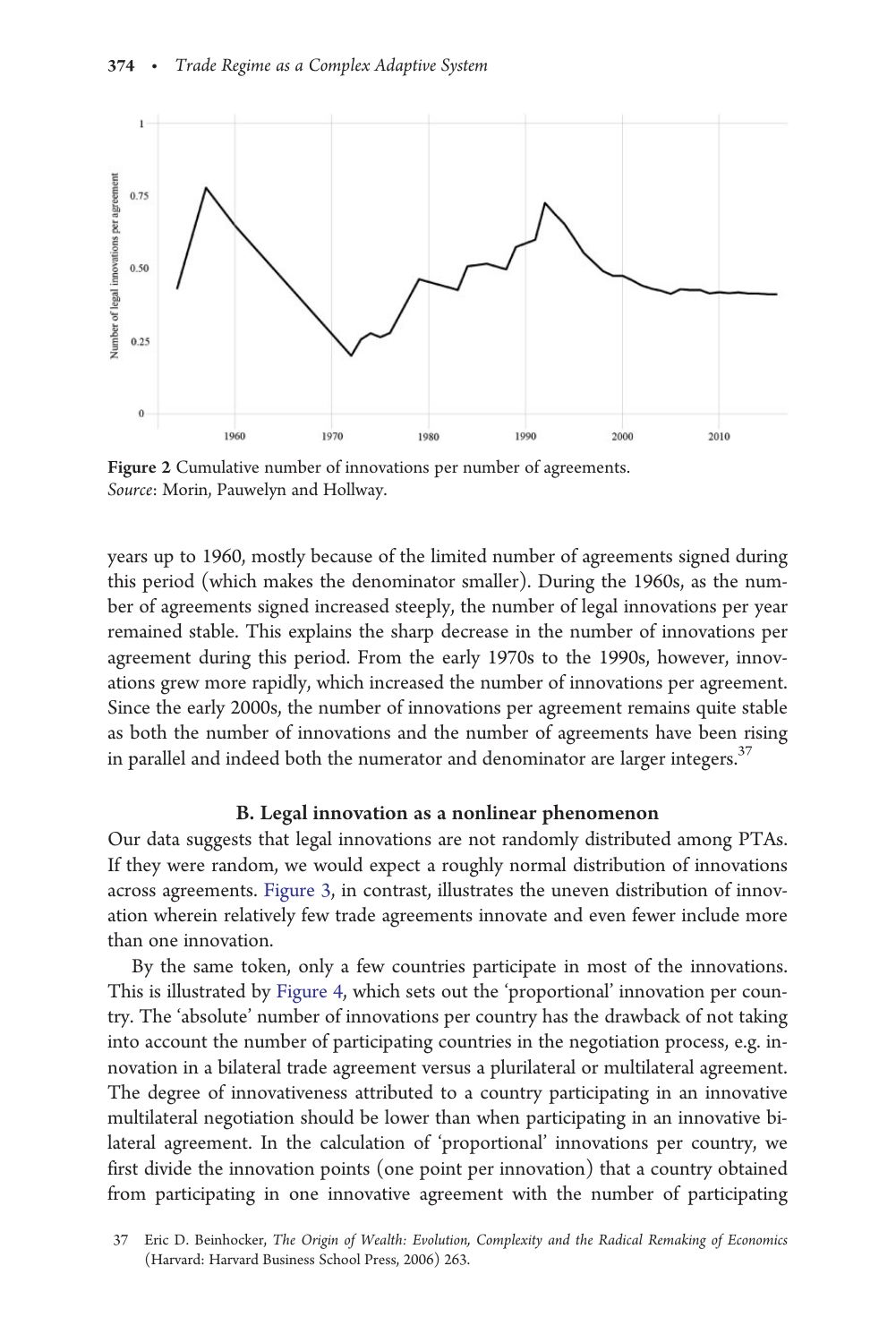Figure 2 Cumulative number of innovations per number of agreements.
*Source*: Morin, Pauwelyn and Hollway.

years up to 1960, mostly because of the limited number of agreements signed during this period (which makes the denominator smaller). During the 1960s, as the number of agreements signed increased steeply, the number of legal innovations per year remained stable. This explains the sharp decrease in the number of innovations per agreement during this period. From the early 1970s to the 1990s, however, innovations grew more rapidly, which increased the number of innovations per agreement. Since the early 2000s, the number of innovations per agreement remains quite stable as both the number of innovations and the number of agreements have been rising in parallel and indeed both the numerator and denominator are larger integers.[37]

### B. Legal innovation as a nonlinear phenomenon

Our data suggests that legal innovations are not randomly distributed among PTAs. If they were random, we would expect a roughly normal distribution of innovations across agreements. Figure 3, in contrast, illustrates the uneven distribution of innovation wherein relatively few trade agreements innovate and even fewer include more than one innovation.

By the same token, only a few countries participate in most of the innovations. This is illustrated by Figure 4, which sets out the 'proportional' innovation per country. The 'absolute' number of innovations per country has the drawback of not taking into account the number of participating countries in the negotiation process, e.g. innovation in a bilateral trade agreement versus a plurilateral or multilateral agreement. The degree of innovativeness attributed to a country participating in an innovative multilateral negotiation should be lower than when participating in an innovative bilateral agreement. In the calculation of 'proportional' innovations per country, we first divide the innovation points (one point per innovation) that a country obtained from participating in one innovative agreement with the number of participating

37 Eric D. Beinhocker, *The Origin of Wealth: Evolution, Complexity and the Radical Remaking of Economics* (Harvard: Harvard Business School Press, 2006) 263.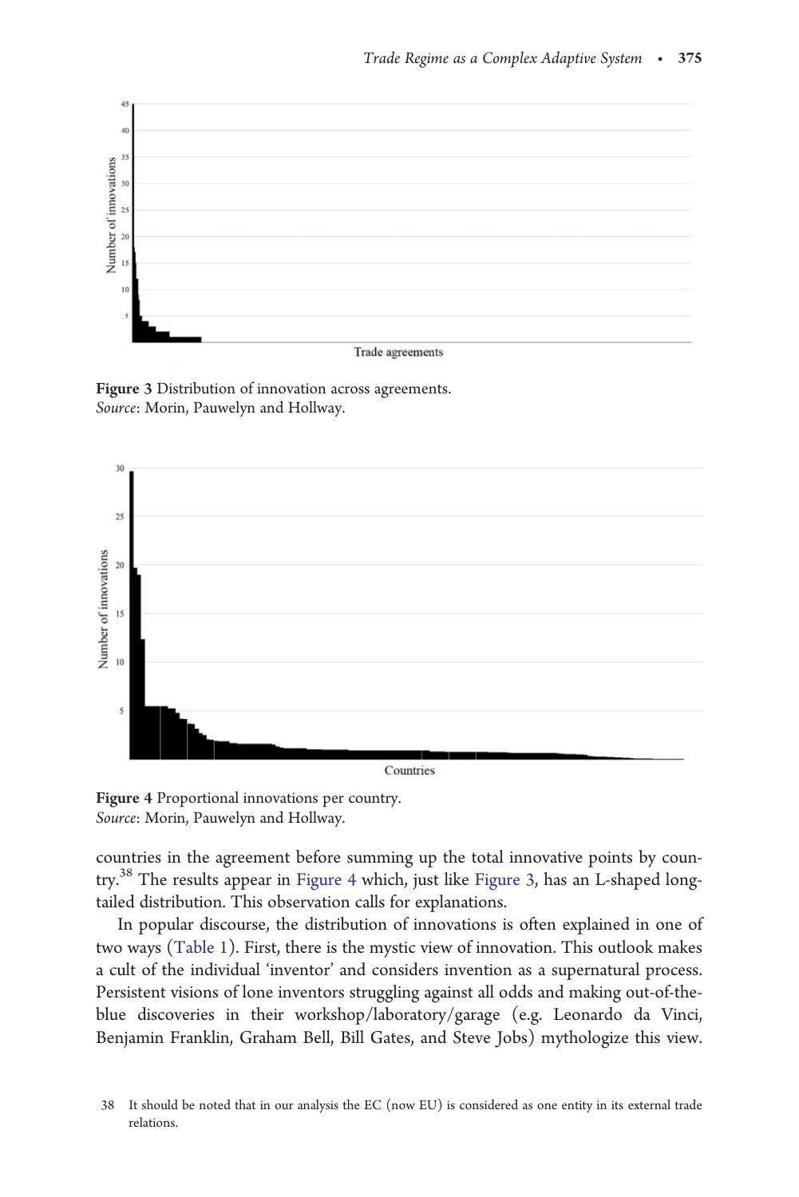Figure 3 Distribution of innovation across agreements.
*Source*: Morin, Pauwelyn and Hollway.

Figure 4 Proportional innovations per country.
*Source*: Morin, Pauwelyn and Hollway.

countries in the agreement before summing up the total innovative points by country.[38] The results appear in Figure 4 which, just like Figure 3, has an L-shaped long-tailed distribution. This observation calls for explanations.

In popular discourse, the distribution of innovations is often explained in one of two ways (Table 1). First, there is the mystic view of innovation. This outlook makes a cult of the individual 'inventor' and considers invention as a supernatural process. Persistent visions of lone inventors struggling against all odds and making out-of-the-blue discoveries in their workshop/laboratory/garage (e.g. Leonardo da Vinci, Benjamin Franklin, Graham Bell, Bill Gates, and Steve Jobs) mythologize this view.

38 It should be noted that in our analysis the EC (now EU) is considered as one entity in its external trade relations.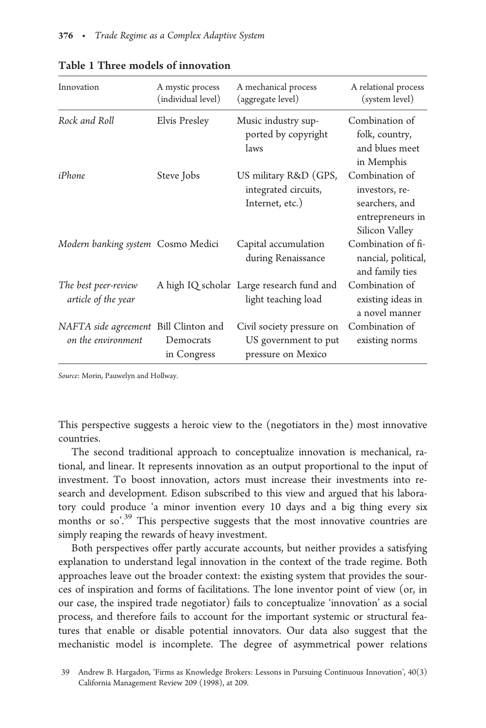**Table 1 Three models of innovation**

| Innovation | A mystic process (individual level) | A mechanical process (aggregate level) | A relational process (system level) |
|---|---|---|---|
| *Rock and Roll* | Elvis Presley | Music industry supported by copyright laws | Combination of folk, country, and blues meet in Memphis |
| *iPhone* | Steve Jobs | US military R&D (GPS, integrated circuits, Internet, etc.) | Combination of investors, researchers, and entrepreneurs in Silicon Valley |
| *Modern banking system* | Cosmo Medici | Capital accumulation during Renaissance | Combination of financial, political, and family ties |
| *The best peer-review article of the year* | A high IQ scholar | Large research fund and light teaching load | Combination of existing ideas in a novel manner |
| *NAFTA side agreement on the environment* | Bill Clinton and Democrats in Congress | Civil society pressure on US government to put pressure on Mexico | Combination of existing norms |

*Source*: Morin, Pauwelyn and Hollway.

This perspective suggests a heroic view to the (negotiators in the) most innovative countries.

The second traditional approach to conceptualize innovation is mechanical, rational, and linear. It represents innovation as an output proportional to the input of investment. To boost innovation, actors must increase their investments into research and development. Edison subscribed to this view and argued that his laboratory could produce 'a minor invention every 10 days and a big thing every six months or so'.[39] This perspective suggests that the most innovative countries are simply reaping the rewards of heavy investment.

Both perspectives offer partly accurate accounts, but neither provides a satisfying explanation to understand legal innovation in the context of the trade regime. Both approaches leave out the broader context: the existing system that provides the sources of inspiration and forms of facilitations. The lone inventor point of view (or, in our case, the inspired trade negotiator) fails to conceptualize 'innovation' as a social process, and therefore fails to account for the important systemic or structural features that enable or disable potential innovators. Our data also suggest that the mechanistic model is incomplete. The degree of asymmetrical power relations

39 Andrew B. Hargadon, 'Firms as Knowledge Brokers: Lessons in Pursuing Continuous Innovation', 40(3) California Management Review 209 (1998), at 209.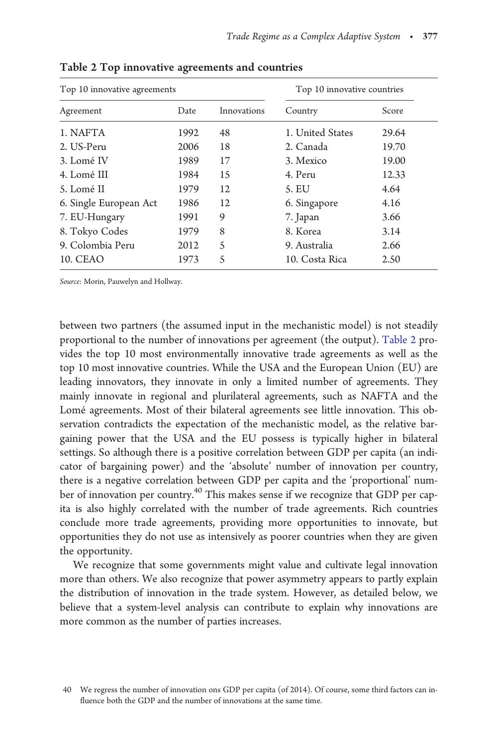**Table 2 Top innovative agreements and countries**

| Top 10 innovative agreements | | | Top 10 innovative countries | |
|---|---|---|---|---|
| Agreement | Date | Innovations | Country | Score |
| 1. NAFTA | 1992 | 48 | 1. United States | 29.64 |
| 2. US-Peru | 2006 | 18 | 2. Canada | 19.70 |
| 3. Lomé IV | 1989 | 17 | 3. Mexico | 19.00 |
| 4. Lomé III | 1984 | 15 | 4. Peru | 12.33 |
| 5. Lomé II | 1979 | 12 | 5. EU | 4.64 |
| 6. Single European Act | 1986 | 12 | 6. Singapore | 4.16 |
| 7. EU-Hungary | 1991 | 9 | 7. Japan | 3.66 |
| 8. Tokyo Codes | 1979 | 8 | 8. Korea | 3.14 |
| 9. Colombia Peru | 2012 | 5 | 9. Australia | 2.66 |
| 10. CEAO | 1973 | 5 | 10. Costa Rica | 2.50 |

*Source*: Morin, Pauwelyn and Hollway.

between two partners (the assumed input in the mechanistic model) is not steadily proportional to the number of innovations per agreement (the output). Table 2 provides the top 10 most environmentally innovative trade agreements as well as the top 10 most innovative countries. While the USA and the European Union (EU) are leading innovators, they innovate in only a limited number of agreements. They mainly innovate in regional and plurilateral agreements, such as NAFTA and the Lomé agreements. Most of their bilateral agreements see little innovation. This observation contradicts the expectation of the mechanistic model, as the relative bargaining power that the USA and the EU possess is typically higher in bilateral settings. So although there is a positive correlation between GDP per capita (an indicator of bargaining power) and the 'absolute' number of innovation per country, there is a negative correlation between GDP per capita and the 'proportional' number of innovation per country.[40] This makes sense if we recognize that GDP per capita is also highly correlated with the number of trade agreements. Rich countries conclude more trade agreements, providing more opportunities to innovate, but opportunities they do not use as intensively as poorer countries when they are given the opportunity.

We recognize that some governments might value and cultivate legal innovation more than others. We also recognize that power asymmetry appears to partly explain the distribution of innovation in the trade system. However, as detailed below, we believe that a system-level analysis can contribute to explain why innovations are more common as the number of parties increases.

40 We regress the number of innovation ons GDP per capita (of 2014). Of course, some third factors can influence both the GDP and the number of innovations at the same time.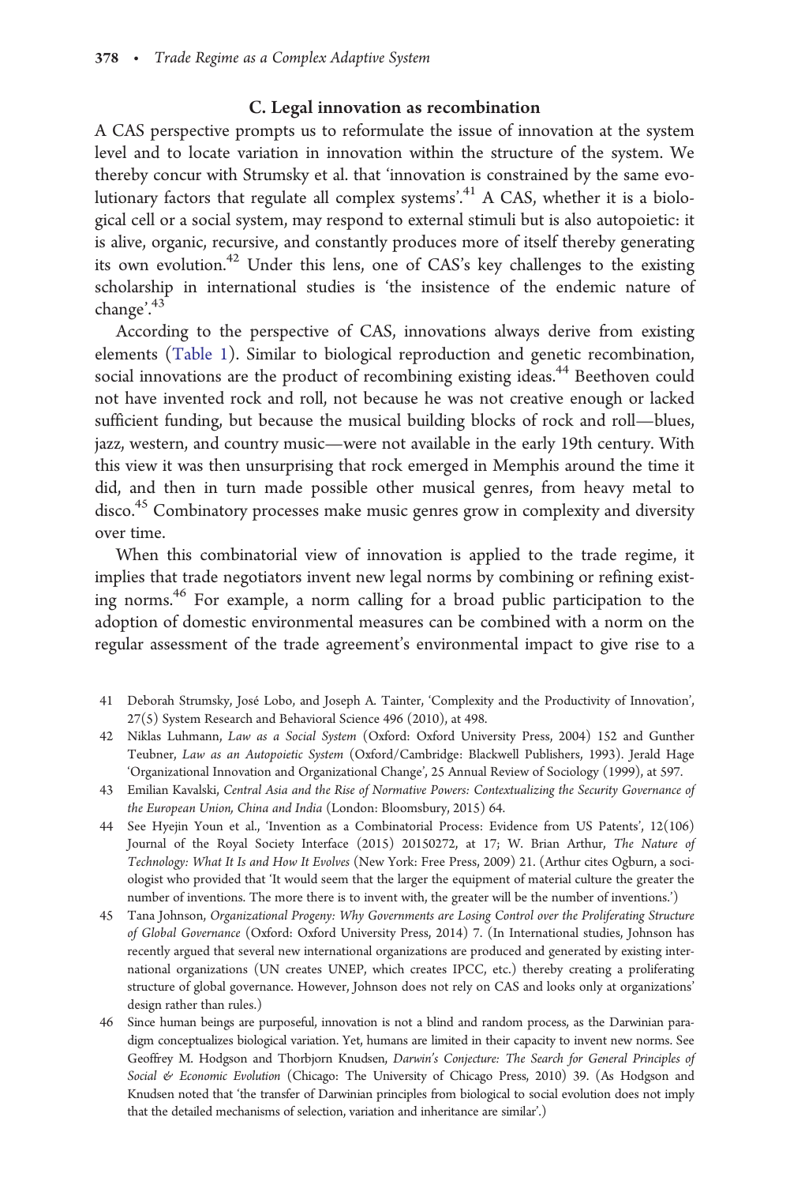### C. Legal innovation as recombination

A CAS perspective prompts us to reformulate the issue of innovation at the system level and to locate variation in innovation within the structure of the system. We thereby concur with Strumsky et al. that 'innovation is constrained by the same evolutionary factors that regulate all complex systems'.[41] A CAS, whether it is a biological cell or a social system, may respond to external stimuli but is also autopoietic: it is alive, organic, recursive, and constantly produces more of itself thereby generating its own evolution.[42] Under this lens, one of CAS's key challenges to the existing scholarship in international studies is 'the insistence of the endemic nature of change'.[43]

According to the perspective of CAS, innovations always derive from existing elements (Table 1). Similar to biological reproduction and genetic recombination, social innovations are the product of recombining existing ideas.[44] Beethoven could not have invented rock and roll, not because he was not creative enough or lacked sufficient funding, but because the musical building blocks of rock and roll—blues, jazz, western, and country music—were not available in the early 19th century. With this view it was then unsurprising that rock emerged in Memphis around the time it did, and then in turn made possible other musical genres, from heavy metal to disco.[45] Combinatory processes make music genres grow in complexity and diversity over time.

When this combinatorial view of innovation is applied to the trade regime, it implies that trade negotiators invent new legal norms by combining or refining existing norms.[46] For example, a norm calling for a broad public participation to the adoption of domestic environmental measures can be combined with a norm on the regular assessment of the trade agreement's environmental impact to give rise to a

41 Deborah Strumsky, José Lobo, and Joseph A. Tainter, 'Complexity and the Productivity of Innovation', 27(5) System Research and Behavioral Science 496 (2010), at 498.

42 Niklas Luhmann, *Law as a Social System* (Oxford: Oxford University Press, 2004) 152 and Gunther Teubner, *Law as an Autopoietic System* (Oxford/Cambridge: Blackwell Publishers, 1993). Jerald Hage 'Organizational Innovation and Organizational Change', 25 Annual Review of Sociology (1999), at 597.

43 Emilian Kavalski, *Central Asia and the Rise of Normative Powers: Contextualizing the Security Governance of the European Union, China and India* (London: Bloomsbury, 2015) 64.

44 See Hyejin Youn et al., 'Invention as a Combinatorial Process: Evidence from US Patents', 12(106) Journal of the Royal Society Interface (2015) 20150272, at 17; W. Brian Arthur, *The Nature of Technology: What It Is and How It Evolves* (New York: Free Press, 2009) 21. (Arthur cites Ogburn, a sociologist who provided that 'It would seem that the larger the equipment of material culture the greater the number of inventions. The more there is to invent with, the greater will be the number of inventions.')

45 Tana Johnson, *Organizational Progeny: Why Governments are Losing Control over the Proliferating Structure of Global Governance* (Oxford: Oxford University Press, 2014) 7. (In International studies, Johnson has recently argued that several new international organizations are produced and generated by existing international organizations (UN creates UNEP, which creates IPCC, etc.) thereby creating a proliferating structure of global governance. However, Johnson does not rely on CAS and looks only at organizations' design rather than rules.)

46 Since human beings are purposeful, innovation is not a blind and random process, as the Darwinian paradigm conceptualizes biological variation. Yet, humans are limited in their capacity to invent new norms. See Geoffrey M. Hodgson and Thorbjorn Knudsen, *Darwin's Conjecture: The Search for General Principles of Social & Economic Evolution* (Chicago: The University of Chicago Press, 2010) 39. (As Hodgson and Knudsen noted that 'the transfer of Darwinian principles from biological to social evolution does not imply that the detailed mechanisms of selection, variation and inheritance are similar'.)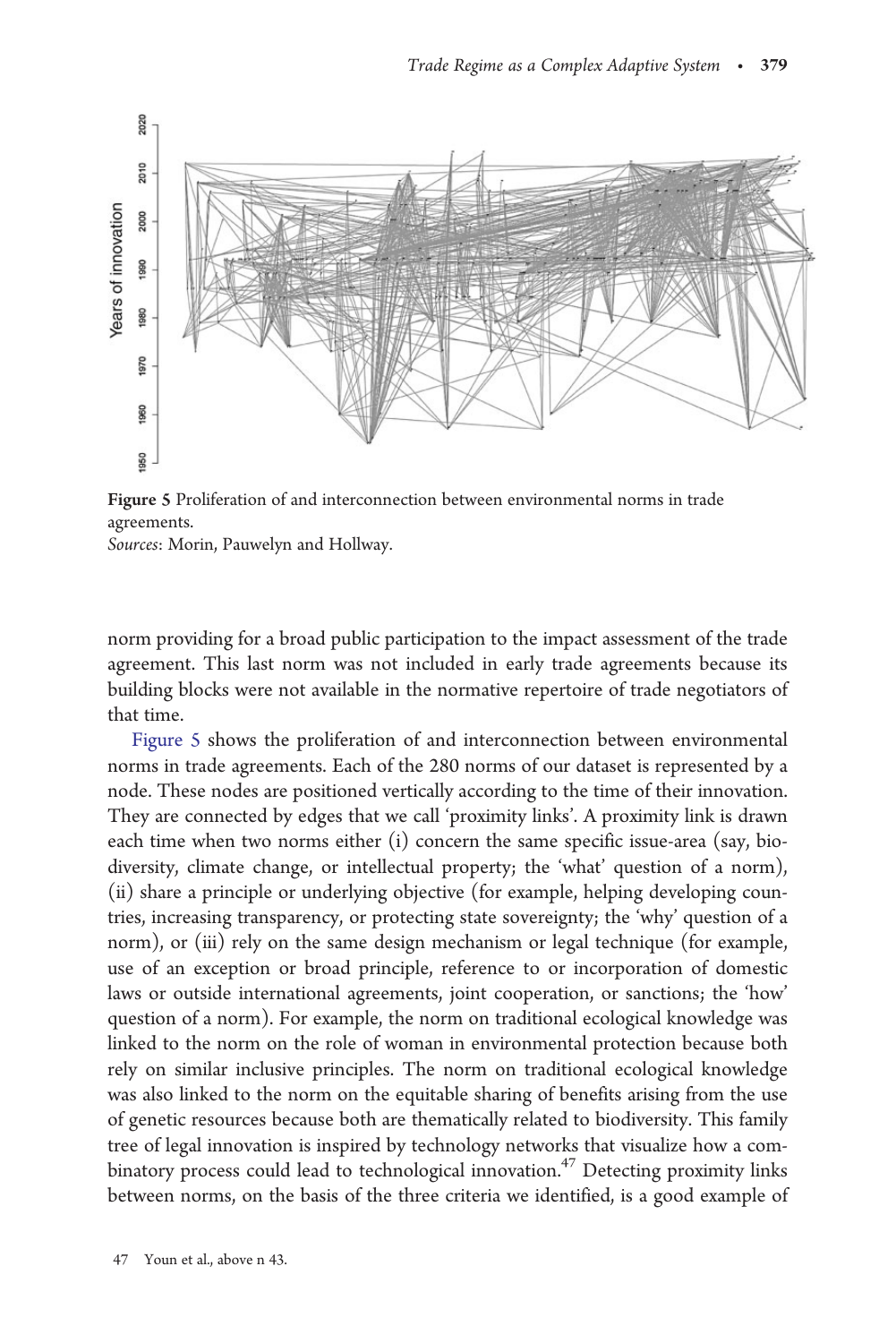Figure 5 Proliferation of and interconnection between environmental norms in trade agreements.
*Sources*: Morin, Pauwelyn and Hollway.

norm providing for a broad public participation to the impact assessment of the trade agreement. This last norm was not included in early trade agreements because its building blocks were not available in the normative repertoire of trade negotiators of that time.

Figure 5 shows the proliferation of and interconnection between environmental norms in trade agreements. Each of the 280 norms of our dataset is represented by a node. These nodes are positioned vertically according to the time of their innovation. They are connected by edges that we call 'proximity links'. A proximity link is drawn each time when two norms either (i) concern the same specific issue-area (say, biodiversity, climate change, or intellectual property; the 'what' question of a norm), (ii) share a principle or underlying objective (for example, helping developing countries, increasing transparency, or protecting state sovereignty; the 'why' question of a norm), or (iii) rely on the same design mechanism or legal technique (for example, use of an exception or broad principle, reference to or incorporation of domestic laws or outside international agreements, joint cooperation, or sanctions; the 'how' question of a norm). For example, the norm on traditional ecological knowledge was linked to the norm on the role of woman in environmental protection because both rely on similar inclusive principles. The norm on traditional ecological knowledge was also linked to the norm on the equitable sharing of benefits arising from the use of genetic resources because both are thematically related to biodiversity. This family tree of legal innovation is inspired by technology networks that visualize how a combinatory process could lead to technological innovation.[47] Detecting proximity links between norms, on the basis of the three criteria we identified, is a good example of

47 Youn et al., above n 43.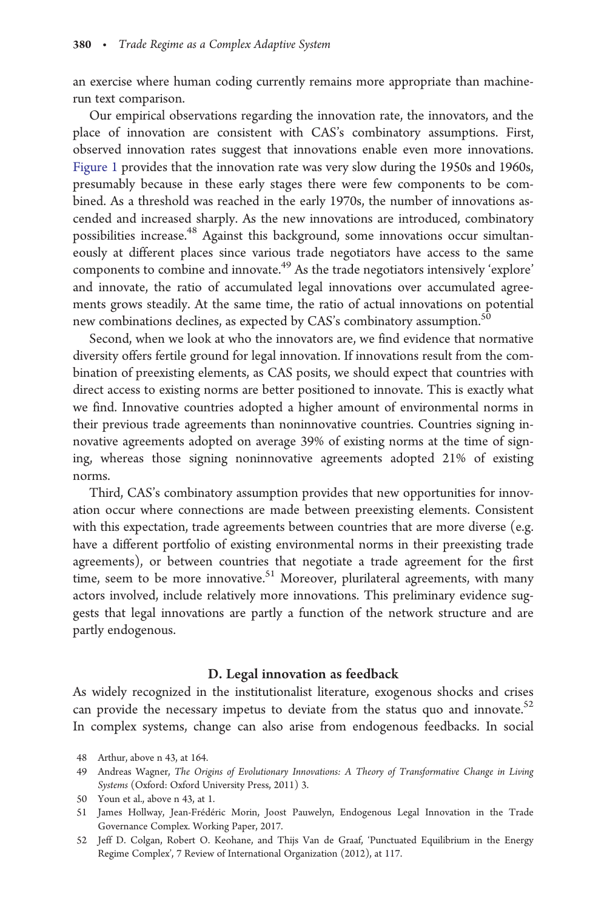an exercise where human coding currently remains more appropriate than machine-run text comparison.

Our empirical observations regarding the innovation rate, the innovators, and the place of innovation are consistent with CAS's combinatory assumptions. First, observed innovation rates suggest that innovations enable even more innovations. Figure 1 provides that the innovation rate was very slow during the 1950s and 1960s, presumably because in these early stages there were few components to be combined. As a threshold was reached in the early 1970s, the number of innovations ascended and increased sharply. As the new innovations are introduced, combinatory possibilities increase.[48] Against this background, some innovations occur simultaneously at different places since various trade negotiators have access to the same components to combine and innovate.[49] As the trade negotiators intensively 'explore' and innovate, the ratio of accumulated legal innovations over accumulated agreements grows steadily. At the same time, the ratio of actual innovations on potential new combinations declines, as expected by CAS's combinatory assumption.[50]

Second, when we look at who the innovators are, we find evidence that normative diversity offers fertile ground for legal innovation. If innovations result from the combination of preexisting elements, as CAS posits, we should expect that countries with direct access to existing norms are better positioned to innovate. This is exactly what we find. Innovative countries adopted a higher amount of environmental norms in their previous trade agreements than noninnovative countries. Countries signing innovative agreements adopted on average 39% of existing norms at the time of signing, whereas those signing noninnovative agreements adopted 21% of existing norms.

Third, CAS's combinatory assumption provides that new opportunities for innovation occur where connections are made between preexisting elements. Consistent with this expectation, trade agreements between countries that are more diverse (e.g. have a different portfolio of existing environmental norms in their preexisting trade agreements), or between countries that negotiate a trade agreement for the first time, seem to be more innovative.[51] Moreover, plurilateral agreements, with many actors involved, include relatively more innovations. This preliminary evidence suggests that legal innovations are partly a function of the network structure and are partly endogenous.

### D. Legal innovation as feedback

As widely recognized in the institutionalist literature, exogenous shocks and crises can provide the necessary impetus to deviate from the status quo and innovate.[52] In complex systems, change can also arise from endogenous feedbacks. In social

48 Arthur, above n 43, at 164.

49 Andreas Wagner, *The Origins of Evolutionary Innovations: A Theory of Transformative Change in Living Systems* (Oxford: Oxford University Press, 2011) 3.

50 Youn et al., above n 43, at 1.

51 James Hollway, Jean-Frédéric Morin, Joost Pauwelyn, Endogenous Legal Innovation in the Trade Governance Complex. Working Paper, 2017.

52 Jeff D. Colgan, Robert O. Keohane, and Thijs Van de Graaf, 'Punctuated Equilibrium in the Energy Regime Complex', 7 Review of International Organization (2012), at 117.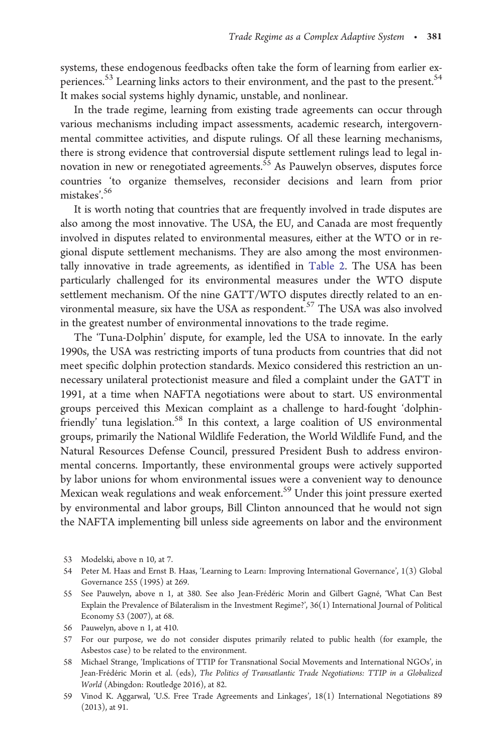systems, these endogenous feedbacks often take the form of learning from earlier experiences.[53] Learning links actors to their environment, and the past to the present.[54] It makes social systems highly dynamic, unstable, and nonlinear.

In the trade regime, learning from existing trade agreements can occur through various mechanisms including impact assessments, academic research, intergovernmental committee activities, and dispute rulings. Of all these learning mechanisms, there is strong evidence that controversial dispute settlement rulings lead to legal innovation in new or renegotiated agreements.[55] As Pauwelyn observes, disputes force countries 'to organize themselves, reconsider decisions and learn from prior mistakes'.[56]

It is worth noting that countries that are frequently involved in trade disputes are also among the most innovative. The USA, the EU, and Canada are most frequently involved in disputes related to environmental measures, either at the WTO or in regional dispute settlement mechanisms. They are also among the most environmentally innovative in trade agreements, as identified in Table 2. The USA has been particularly challenged for its environmental measures under the WTO dispute settlement mechanism. Of the nine GATT/WTO disputes directly related to an environmental measure, six have the USA as respondent.[57] The USA was also involved in the greatest number of environmental innovations to the trade regime.

The 'Tuna-Dolphin' dispute, for example, led the USA to innovate. In the early 1990s, the USA was restricting imports of tuna products from countries that did not meet specific dolphin protection standards. Mexico considered this restriction an unnecessary unilateral protectionist measure and filed a complaint under the GATT in 1991, at a time when NAFTA negotiations were about to start. US environmental groups perceived this Mexican complaint as a challenge to hard-fought 'dolphin-friendly' tuna legislation.[58] In this context, a large coalition of US environmental groups, primarily the National Wildlife Federation, the World Wildlife Fund, and the Natural Resources Defense Council, pressured President Bush to address environmental concerns. Importantly, these environmental groups were actively supported by labor unions for whom environmental issues were a convenient way to denounce Mexican weak regulations and weak enforcement.[59] Under this joint pressure exerted by environmental and labor groups, Bill Clinton announced that he would not sign the NAFTA implementing bill unless side agreements on labor and the environment

53 Modelski, above n 10, at 7.

54 Peter M. Haas and Ernst B. Haas, 'Learning to Learn: Improving International Governance', 1(3) Global Governance 255 (1995) at 269.

55 See Pauwelyn, above n 1, at 380. See also Jean-Frédéric Morin and Gilbert Gagné, 'What Can Best Explain the Prevalence of Bilateralism in the Investment Regime?', 36(1) International Journal of Political Economy 53 (2007), at 68.

56 Pauwelyn, above n 1, at 410.

57 For our purpose, we do not consider disputes primarily related to public health (for example, the Asbestos case) to be related to the environment.

58 Michael Strange, 'Implications of TTIP for Transnational Social Movements and International NGOs', in Jean-Frédéric Morin et al. (eds), *The Politics of Transatlantic Trade Negotiations: TTIP in a Globalized World* (Abingdon: Routledge 2016), at 82.

59 Vinod K. Aggarwal, 'U.S. Free Trade Agreements and Linkages', 18(1) International Negotiations 89 (2013), at 91.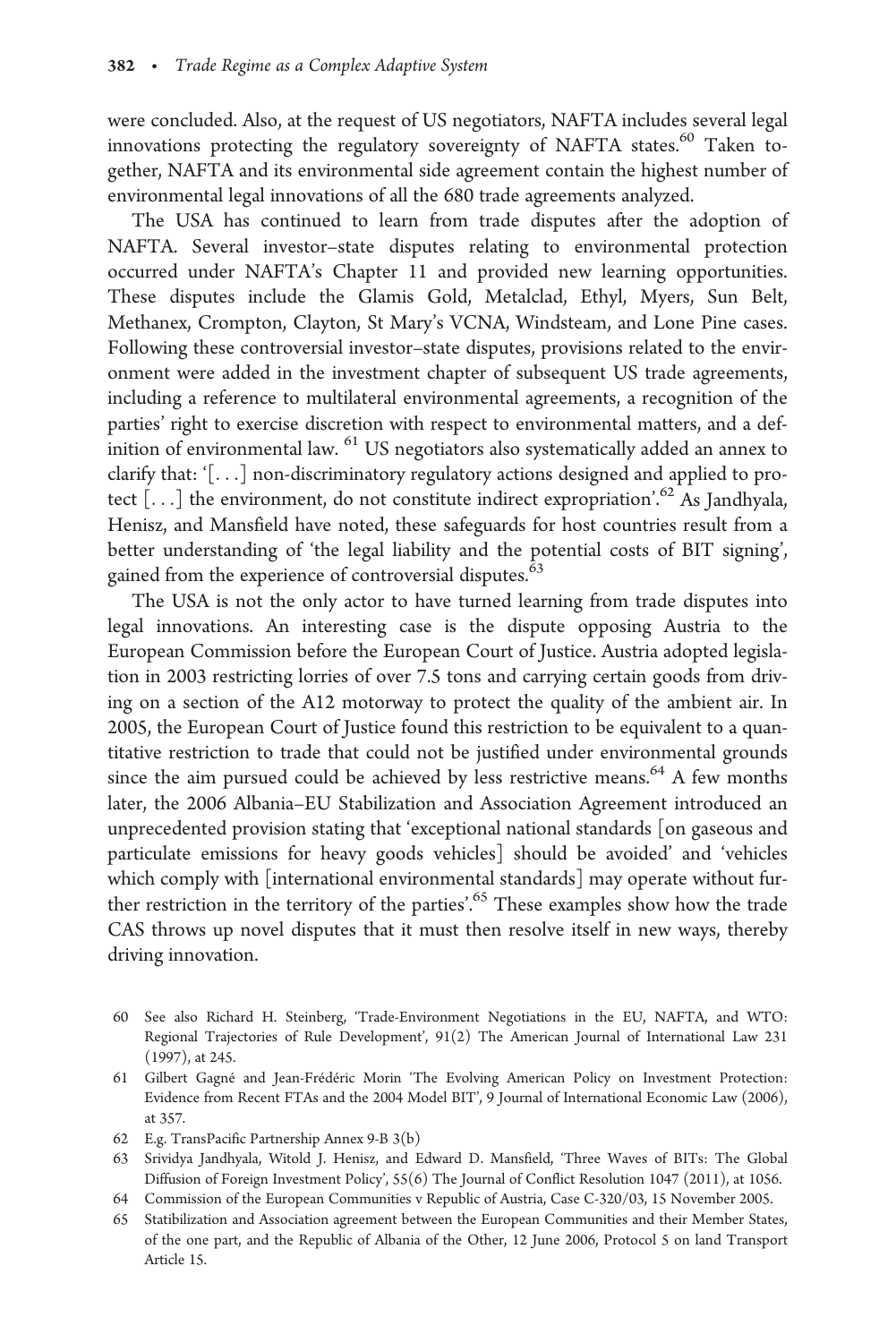were concluded. Also, at the request of US negotiators, NAFTA includes several legal innovations protecting the regulatory sovereignty of NAFTA states.[60] Taken together, NAFTA and its environmental side agreement contain the highest number of environmental legal innovations of all the 680 trade agreements analyzed.

The USA has continued to learn from trade disputes after the adoption of NAFTA. Several investor–state disputes relating to environmental protection occurred under NAFTA's Chapter 11 and provided new learning opportunities. These disputes include the Glamis Gold, Metalclad, Ethyl, Myers, Sun Belt, Methanex, Crompton, Clayton, St Mary's VCNA, Windsteam, and Lone Pine cases. Following these controversial investor–state disputes, provisions related to the environment were added in the investment chapter of subsequent US trade agreements, including a reference to multilateral environmental agreements, a recognition of the parties' right to exercise discretion with respect to environmental matters, and a definition of environmental law. [61] US negotiators also systematically added an annex to clarify that: '[...] non-discriminatory regulatory actions designed and applied to protect [...] the environment, do not constitute indirect expropriation'.[62] As Jandhyala, Henisz, and Mansfield have noted, these safeguards for host countries result from a better understanding of 'the legal liability and the potential costs of BIT signing', gained from the experience of controversial disputes.[63]

The USA is not the only actor to have turned learning from trade disputes into legal innovations. An interesting case is the dispute opposing Austria to the European Commission before the European Court of Justice. Austria adopted legislation in 2003 restricting lorries of over 7.5 tons and carrying certain goods from driving on a section of the A12 motorway to protect the quality of the ambient air. In 2005, the European Court of Justice found this restriction to be equivalent to a quantitative restriction to trade that could not be justified under environmental grounds since the aim pursued could be achieved by less restrictive means.[64] A few months later, the 2006 Albania–EU Stabilization and Association Agreement introduced an unprecedented provision stating that 'exceptional national standards [on gaseous and particulate emissions for heavy goods vehicles] should be avoided' and 'vehicles which comply with [international environmental standards] may operate without further restriction in the territory of the parties'.[65] These examples show how the trade CAS throws up novel disputes that it must then resolve itself in new ways, thereby driving innovation.

60 See also Richard H. Steinberg, 'Trade-Environment Negotiations in the EU, NAFTA, and WTO: Regional Trajectories of Rule Development', 91(2) The American Journal of International Law 231 (1997), at 245.

61 Gilbert Gagné and Jean-Frédéric Morin 'The Evolving American Policy on Investment Protection: Evidence from Recent FTAs and the 2004 Model BIT', 9 Journal of International Economic Law (2006), at 357.

62 E.g. TransPacific Partnership Annex 9-B 3(b)

63 Srividya Jandhyala, Witold J. Henisz, and Edward D. Mansfield, 'Three Waves of BITs: The Global Diffusion of Foreign Investment Policy', 55(6) The Journal of Conflict Resolution 1047 (2011), at 1056.

64 Commission of the European Communities v Republic of Austria, Case C-320/03, 15 November 2005.

65 Statibilization and Association agreement between the European Communities and their Member States, of the one part, and the Republic of Albania of the Other, 12 June 2006, Protocol 5 on land Transport Article 15.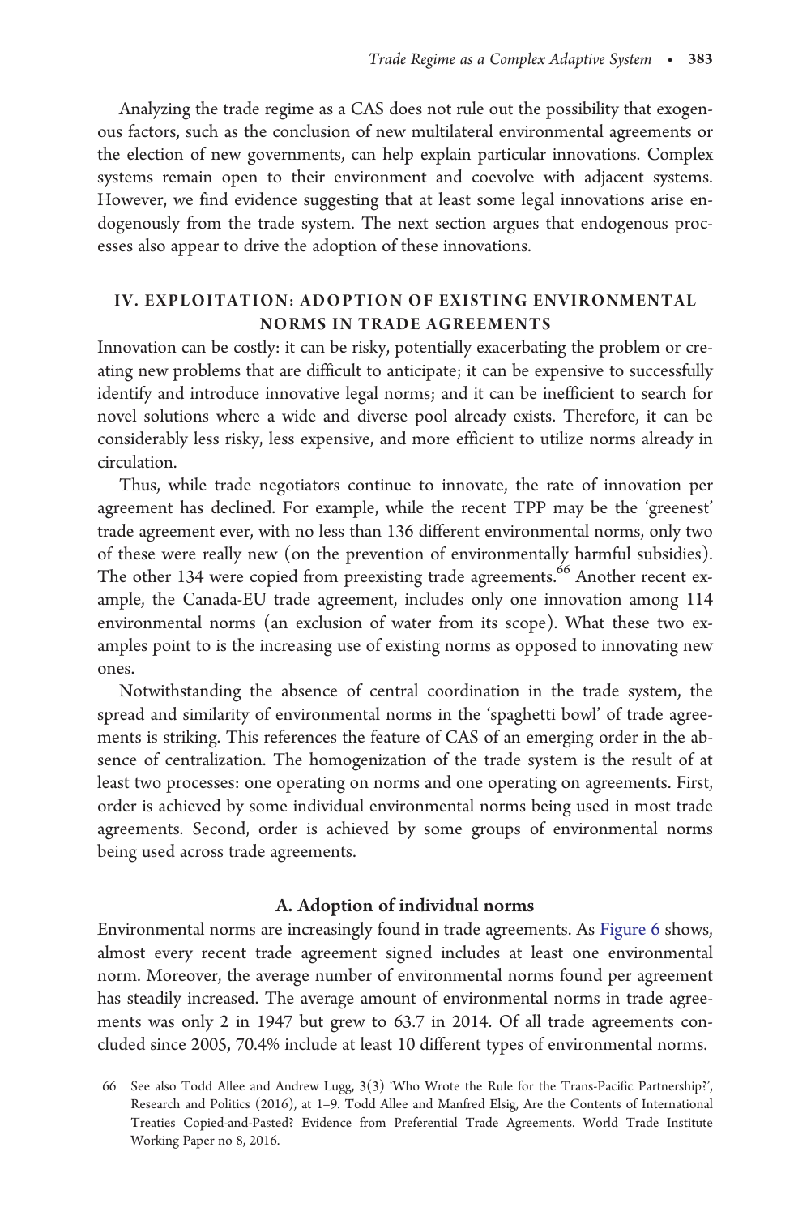Analyzing the trade regime as a CAS does not rule out the possibility that exogenous factors, such as the conclusion of new multilateral environmental agreements or the election of new governments, can help explain particular innovations. Complex systems remain open to their environment and coevolve with adjacent systems. However, we find evidence suggesting that at least some legal innovations arise endogenously from the trade system. The next section argues that endogenous processes also appear to drive the adoption of these innovations.

## IV. EXPLOITATION: ADOPTION OF EXISTING ENVIRONMENTAL NORMS IN TRADE AGREEMENTS

Innovation can be costly: it can be risky, potentially exacerbating the problem or creating new problems that are difficult to anticipate; it can be expensive to successfully identify and introduce innovative legal norms; and it can be inefficient to search for novel solutions where a wide and diverse pool already exists. Therefore, it can be considerably less risky, less expensive, and more efficient to utilize norms already in circulation.

Thus, while trade negotiators continue to innovate, the rate of innovation per agreement has declined. For example, while the recent TPP may be the 'greenest' trade agreement ever, with no less than 136 different environmental norms, only two of these were really new (on the prevention of environmentally harmful subsidies). The other 134 were copied from preexisting trade agreements.[66] Another recent example, the Canada-EU trade agreement, includes only one innovation among 114 environmental norms (an exclusion of water from its scope). What these two examples point to is the increasing use of existing norms as opposed to innovating new ones.

Notwithstanding the absence of central coordination in the trade system, the spread and similarity of environmental norms in the 'spaghetti bowl' of trade agreements is striking. This references the feature of CAS of an emerging order in the absence of centralization. The homogenization of the trade system is the result of at least two processes: one operating on norms and one operating on agreements. First, order is achieved by some individual environmental norms being used in most trade agreements. Second, order is achieved by some groups of environmental norms being used across trade agreements.

### A. Adoption of individual norms

Environmental norms are increasingly found in trade agreements. As Figure 6 shows, almost every recent trade agreement signed includes at least one environmental norm. Moreover, the average number of environmental norms found per agreement has steadily increased. The average amount of environmental norms in trade agreements was only 2 in 1947 but grew to 63.7 in 2014. Of all trade agreements concluded since 2005, 70.4% include at least 10 different types of environmental norms.

66 See also Todd Allee and Andrew Lugg, 3(3) 'Who Wrote the Rule for the Trans-Pacific Partnership?', Research and Politics (2016), at 1–9. Todd Allee and Manfred Elsig, Are the Contents of International Treaties Copied-and-Pasted? Evidence from Preferential Trade Agreements. World Trade Institute Working Paper no 8, 2016.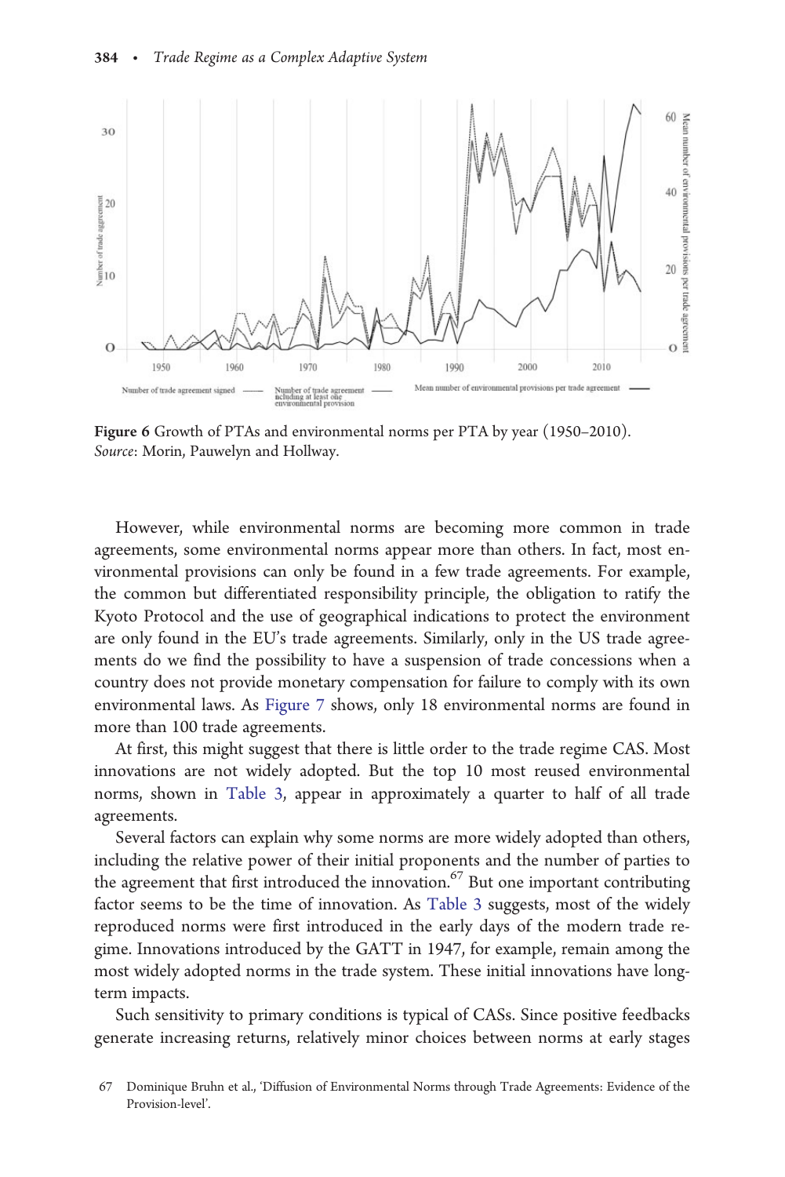**Figure 6** Growth of PTAs and environmental norms per PTA by year (1950–2010). *Source*: Morin, Pauwelyn and Hollway.

However, while environmental norms are becoming more common in trade agreements, some environmental norms appear more than others. In fact, most environmental provisions can only be found in a few trade agreements. For example, the common but differentiated responsibility principle, the obligation to ratify the Kyoto Protocol and the use of geographical indications to protect the environment are only found in the EU's trade agreements. Similarly, only in the US trade agreements do we find the possibility to have a suspension of trade concessions when a country does not provide monetary compensation for failure to comply with its own environmental laws. As Figure 7 shows, only 18 environmental norms are found in more than 100 trade agreements.

At first, this might suggest that there is little order to the trade regime CAS. Most innovations are not widely adopted. But the top 10 most reused environmental norms, shown in Table 3, appear in approximately a quarter to half of all trade agreements.

Several factors can explain why some norms are more widely adopted than others, including the relative power of their initial proponents and the number of parties to the agreement that first introduced the innovation.[67] But one important contributing factor seems to be the time of innovation. As Table 3 suggests, most of the widely reproduced norms were first introduced in the early days of the modern trade regime. Innovations introduced by the GATT in 1947, for example, remain among the most widely adopted norms in the trade system. These initial innovations have long-term impacts.

Such sensitivity to primary conditions is typical of CASs. Since positive feedbacks generate increasing returns, relatively minor choices between norms at early stages

67 Dominique Bruhn et al., 'Diffusion of Environmental Norms through Trade Agreements: Evidence of the Provision-level'.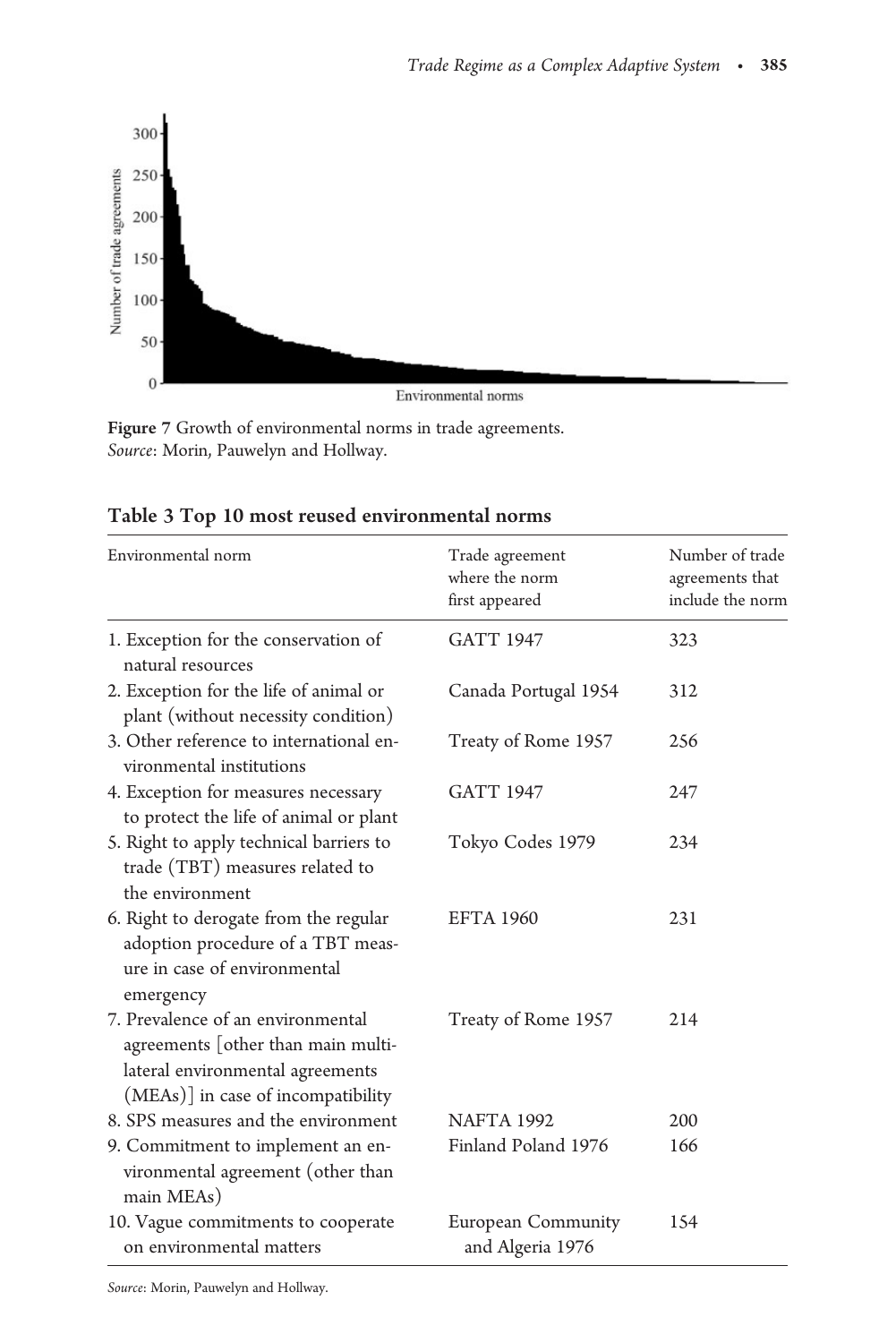Figure 7 Growth of environmental norms in trade agreements.
*Source*: Morin, Pauwelyn and Hollway.

**Table 3 Top 10 most reused environmental norms**

| Environmental norm | Trade agreement where the norm first appeared | Number of trade agreements that include the norm |
|---|---|---|
| 1. Exception for the conservation of natural resources | GATT 1947 | 323 |
| 2. Exception for the life of animal or plant (without necessity condition) | Canada Portugal 1954 | 312 |
| 3. Other reference to international environmental institutions | Treaty of Rome 1957 | 256 |
| 4. Exception for measures necessary to protect the life of animal or plant | GATT 1947 | 247 |
| 5. Right to apply technical barriers to trade (TBT) measures related to the environment | Tokyo Codes 1979 | 234 |
| 6. Right to derogate from the regular adoption procedure of a TBT measure in case of environmental emergency | EFTA 1960 | 231 |
| 7. Prevalence of an environmental agreements [other than main multilateral environmental agreements (MEAs)] in case of incompatibility | Treaty of Rome 1957 | 214 |
| 8. SPS measures and the environment | NAFTA 1992 | 200 |
| 9. Commitment to implement an environmental agreement (other than main MEAs) | Finland Poland 1976 | 166 |
| 10. Vague commitments to cooperate on environmental matters | European Community and Algeria 1976 | 154 |

*Source*: Morin, Pauwelyn and Hollway.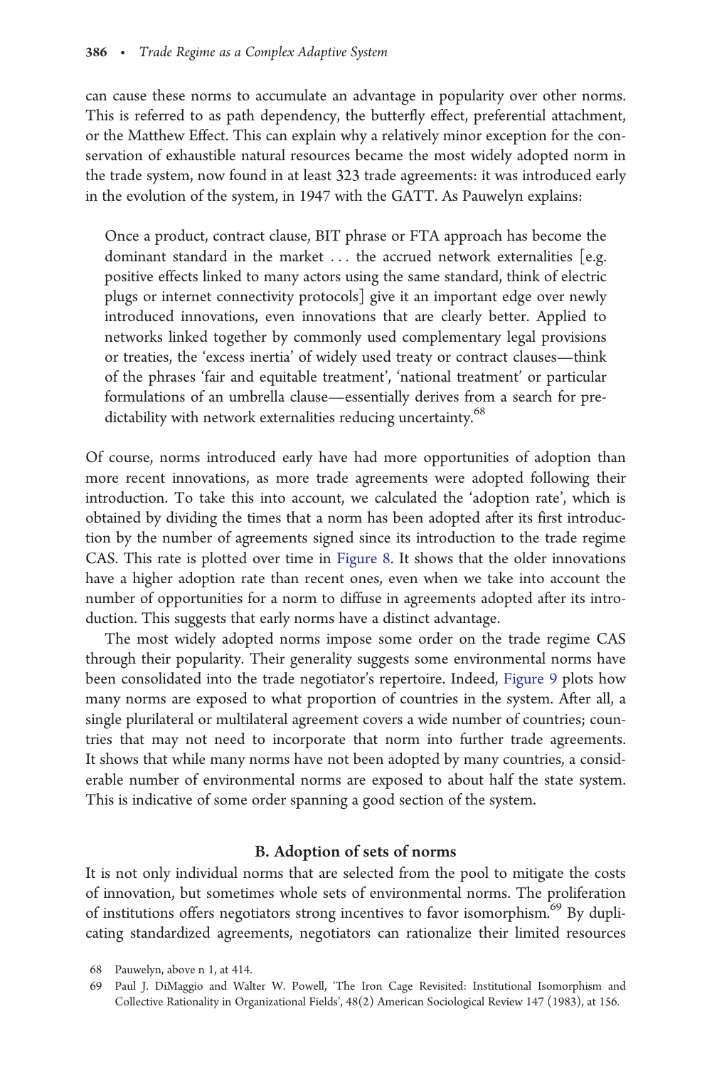can cause these norms to accumulate an advantage in popularity over other norms. This is referred to as path dependency, the butterfly effect, preferential attachment, or the Matthew Effect. This can explain why a relatively minor exception for the conservation of exhaustible natural resources became the most widely adopted norm in the trade system, now found in at least 323 trade agreements: it was introduced early in the evolution of the system, in 1947 with the GATT. As Pauwelyn explains:

> Once a product, contract clause, BIT phrase or FTA approach has become the dominant standard in the market ... the accrued network externalities [e.g. positive effects linked to many actors using the same standard, think of electric plugs or internet connectivity protocols] give it an important edge over newly introduced innovations, even innovations that are clearly better. Applied to networks linked together by commonly used complementary legal provisions or treaties, the 'excess inertia' of widely used treaty or contract clauses—think of the phrases 'fair and equitable treatment', 'national treatment' or particular formulations of an umbrella clause—essentially derives from a search for predictability with network externalities reducing uncertainty.[68]

Of course, norms introduced early have had more opportunities of adoption than more recent innovations, as more trade agreements were adopted following their introduction. To take this into account, we calculated the 'adoption rate', which is obtained by dividing the times that a norm has been adopted after its first introduction by the number of agreements signed since its introduction to the trade regime CAS. This rate is plotted over time in Figure 8. It shows that the older innovations have a higher adoption rate than recent ones, even when we take into account the number of opportunities for a norm to diffuse in agreements adopted after its introduction. This suggests that early norms have a distinct advantage.

The most widely adopted norms impose some order on the trade regime CAS through their popularity. Their generality suggests some environmental norms have been consolidated into the trade negotiator's repertoire. Indeed, Figure 9 plots how many norms are exposed to what proportion of countries in the system. After all, a single plurilateral or multilateral agreement covers a wide number of countries; countries that may not need to incorporate that norm into further trade agreements. It shows that while many norms have not been adopted by many countries, a considerable number of environmental norms are exposed to about half the state system. This is indicative of some order spanning a good section of the system.

## B. Adoption of sets of norms

It is not only individual norms that are selected from the pool to mitigate the costs of innovation, but sometimes whole sets of environmental norms. The proliferation of institutions offers negotiators strong incentives to favor isomorphism.[69] By duplicating standardized agreements, negotiators can rationalize their limited resources

68 Pauwelyn, above n 1, at 414.

69 Paul J. DiMaggio and Walter W. Powell, 'The Iron Cage Revisited: Institutional Isomorphism and Collective Rationality in Organizational Fields', 48(2) American Sociological Review 147 (1983), at 156.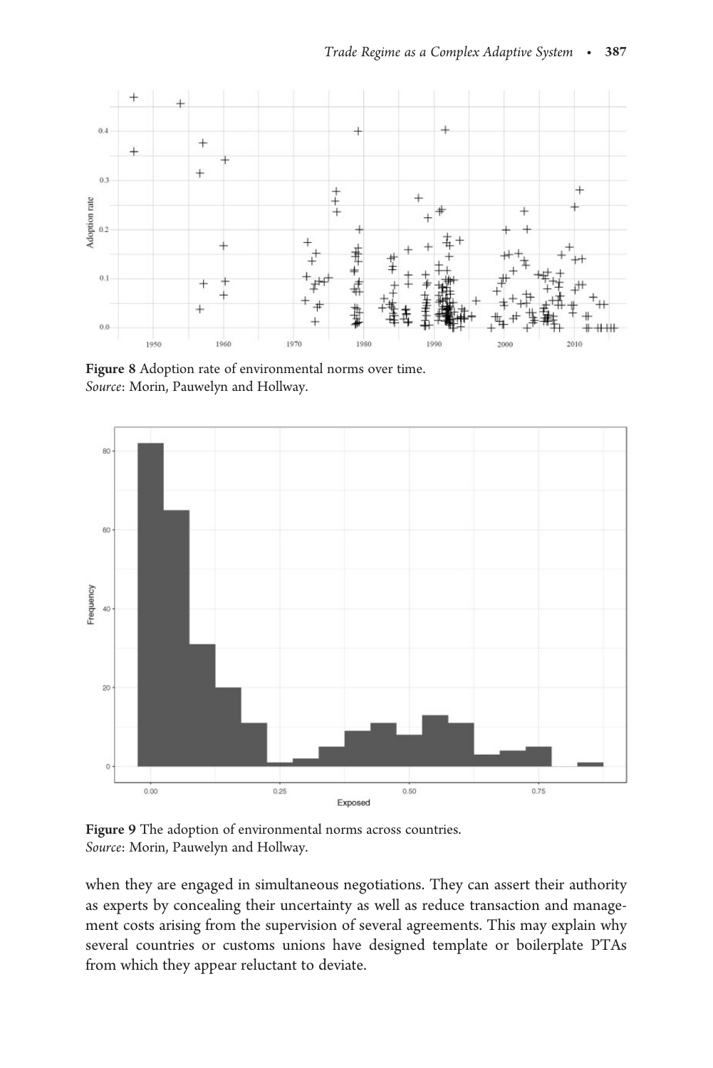**Figure 8** Adoption rate of environmental norms over time.
*Source*: Morin, Pauwelyn and Hollway.

**Figure 9** The adoption of environmental norms across countries.
*Source*: Morin, Pauwelyn and Hollway.

when they are engaged in simultaneous negotiations. They can assert their authority as experts by concealing their uncertainty as well as reduce transaction and management costs arising from the supervision of several agreements. This may explain why several countries or customs unions have designed template or boilerplate PTAs from which they appear reluctant to deviate.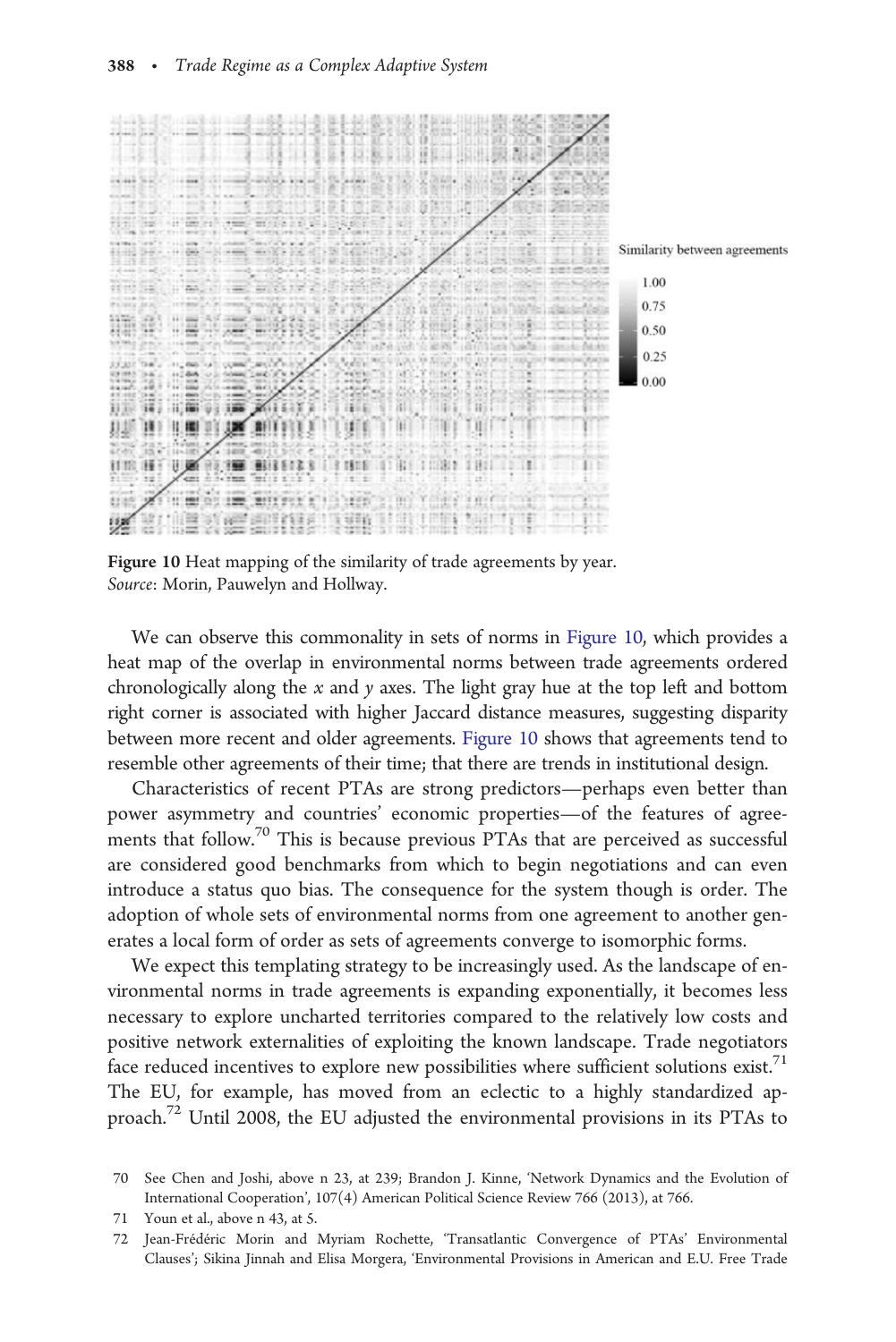**Figure 10** Heat mapping of the similarity of trade agreements by year.
*Source*: Morin, Pauwelyn and Hollway.

We can observe this commonality in sets of norms in Figure 10, which provides a heat map of the overlap in environmental norms between trade agreements ordered chronologically along the *x* and *y* axes. The light gray hue at the top left and bottom right corner is associated with higher Jaccard distance measures, suggesting disparity between more recent and older agreements. Figure 10 shows that agreements tend to resemble other agreements of their time; that there are trends in institutional design.

Characteristics of recent PTAs are strong predictors—perhaps even better than power asymmetry and countries' economic properties—of the features of agreements that follow.[70] This is because previous PTAs that are perceived as successful are considered good benchmarks from which to begin negotiations and can even introduce a status quo bias. The consequence for the system though is order. The adoption of whole sets of environmental norms from one agreement to another generates a local form of order as sets of agreements converge to isomorphic forms.

We expect this templating strategy to be increasingly used. As the landscape of environmental norms in trade agreements is expanding exponentially, it becomes less necessary to explore uncharted territories compared to the relatively low costs and positive network externalities of exploiting the known landscape. Trade negotiators face reduced incentives to explore new possibilities where sufficient solutions exist.[71] The EU, for example, has moved from an eclectic to a highly standardized approach.[72] Until 2008, the EU adjusted the environmental provisions in its PTAs to

70 See Chen and Joshi, above n 23, at 239; Brandon J. Kinne, 'Network Dynamics and the Evolution of International Cooperation', 107(4) American Political Science Review 766 (2013), at 766.

71 Youn et al., above n 43, at 5.

72 Jean-Frédéric Morin and Myriam Rochette, 'Transatlantic Convergence of PTAs' Environmental Clauses'; Sikina Jinnah and Elisa Morgera, 'Environmental Provisions in American and E.U. Free Trade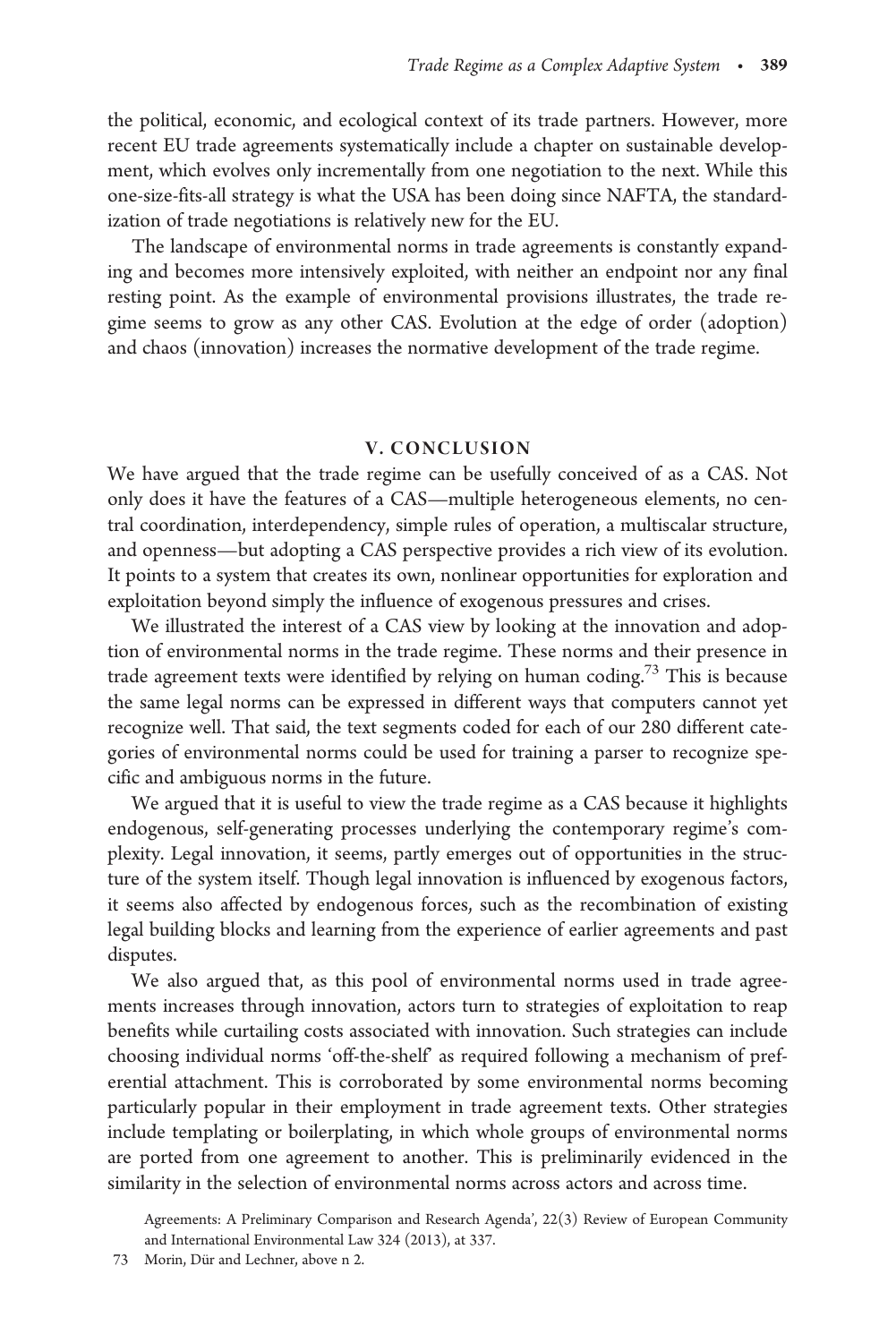the political, economic, and ecological context of its trade partners. However, more recent EU trade agreements systematically include a chapter on sustainable development, which evolves only incrementally from one negotiation to the next. While this one-size-fits-all strategy is what the USA has been doing since NAFTA, the standardization of trade negotiations is relatively new for the EU.

The landscape of environmental norms in trade agreements is constantly expanding and becomes more intensively exploited, with neither an endpoint nor any final resting point. As the example of environmental provisions illustrates, the trade regime seems to grow as any other CAS. Evolution at the edge of order (adoption) and chaos (innovation) increases the normative development of the trade regime.

## V. CONCLUSION

We have argued that the trade regime can be usefully conceived of as a CAS. Not only does it have the features of a CAS—multiple heterogeneous elements, no central coordination, interdependency, simple rules of operation, a multiscalar structure, and openness—but adopting a CAS perspective provides a rich view of its evolution. It points to a system that creates its own, nonlinear opportunities for exploration and exploitation beyond simply the influence of exogenous pressures and crises.

We illustrated the interest of a CAS view by looking at the innovation and adoption of environmental norms in the trade regime. These norms and their presence in trade agreement texts were identified by relying on human coding.[73] This is because the same legal norms can be expressed in different ways that computers cannot yet recognize well. That said, the text segments coded for each of our 280 different categories of environmental norms could be used for training a parser to recognize specific and ambiguous norms in the future.

We argued that it is useful to view the trade regime as a CAS because it highlights endogenous, self-generating processes underlying the contemporary regime's complexity. Legal innovation, it seems, partly emerges out of opportunities in the structure of the system itself. Though legal innovation is influenced by exogenous factors, it seems also affected by endogenous forces, such as the recombination of existing legal building blocks and learning from the experience of earlier agreements and past disputes.

We also argued that, as this pool of environmental norms used in trade agreements increases through innovation, actors turn to strategies of exploitation to reap benefits while curtailing costs associated with innovation. Such strategies can include choosing individual norms 'off-the-shelf' as required following a mechanism of preferential attachment. This is corroborated by some environmental norms becoming particularly popular in their employment in trade agreement texts. Other strategies include templating or boilerplating, in which whole groups of environmental norms are ported from one agreement to another. This is preliminarily evidenced in the similarity in the selection of environmental norms across actors and across time.

Agreements: A Preliminary Comparison and Research Agenda', 22(3) Review of European Community and International Environmental Law 324 (2013), at 337.

73 Morin, Dür and Lechner, above n 2.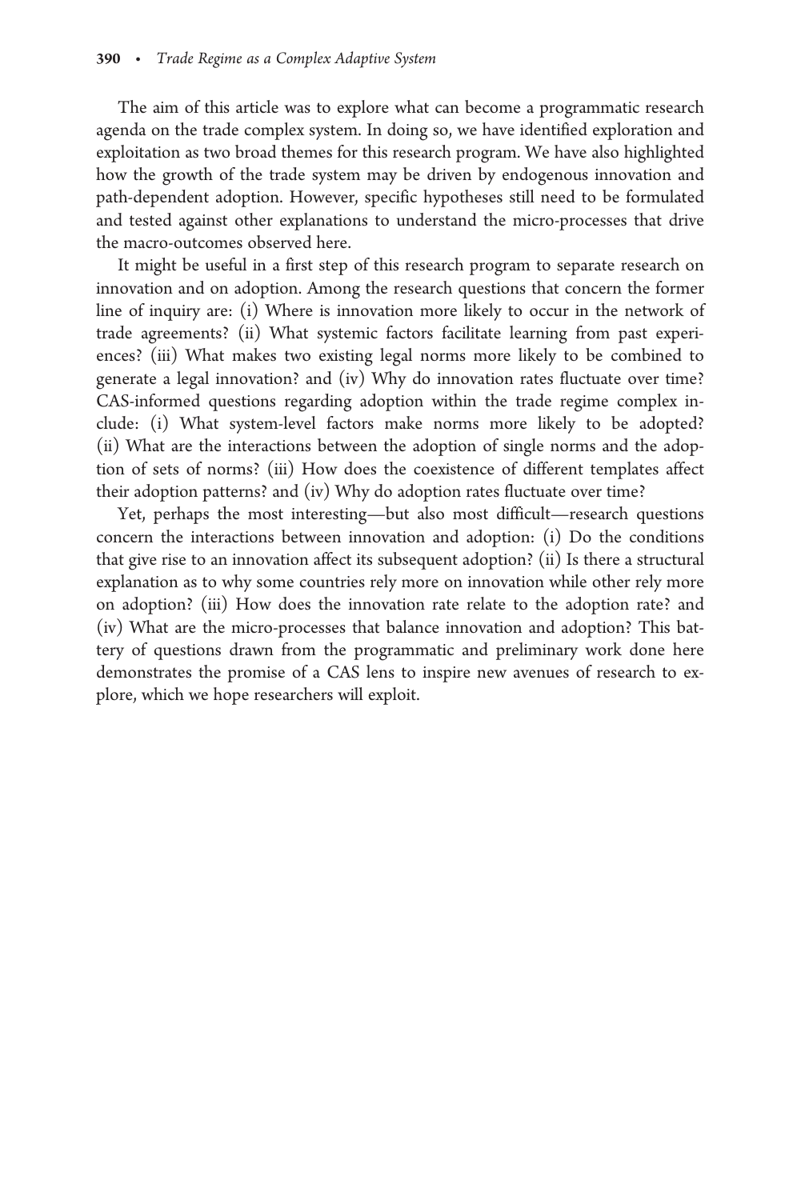The aim of this article was to explore what can become a programmatic research agenda on the trade complex system. In doing so, we have identified exploration and exploitation as two broad themes for this research program. We have also highlighted how the growth of the trade system may be driven by endogenous innovation and path-dependent adoption. However, specific hypotheses still need to be formulated and tested against other explanations to understand the micro-processes that drive the macro-outcomes observed here.

It might be useful in a first step of this research program to separate research on innovation and on adoption. Among the research questions that concern the former line of inquiry are: (i) Where is innovation more likely to occur in the network of trade agreements? (ii) What systemic factors facilitate learning from past experiences? (iii) What makes two existing legal norms more likely to be combined to generate a legal innovation? and (iv) Why do innovation rates fluctuate over time? CAS-informed questions regarding adoption within the trade regime complex include: (i) What system-level factors make norms more likely to be adopted? (ii) What are the interactions between the adoption of single norms and the adoption of sets of norms? (iii) How does the coexistence of different templates affect their adoption patterns? and (iv) Why do adoption rates fluctuate over time?

Yet, perhaps the most interesting—but also most difficult—research questions concern the interactions between innovation and adoption: (i) Do the conditions that give rise to an innovation affect its subsequent adoption? (ii) Is there a structural explanation as to why some countries rely more on innovation while other rely more on adoption? (iii) How does the innovation rate relate to the adoption rate? and (iv) What are the micro-processes that balance innovation and adoption? This battery of questions drawn from the programmatic and preliminary work done here demonstrates the promise of a CAS lens to inspire new avenues of research to explore, which we hope researchers will exploit.